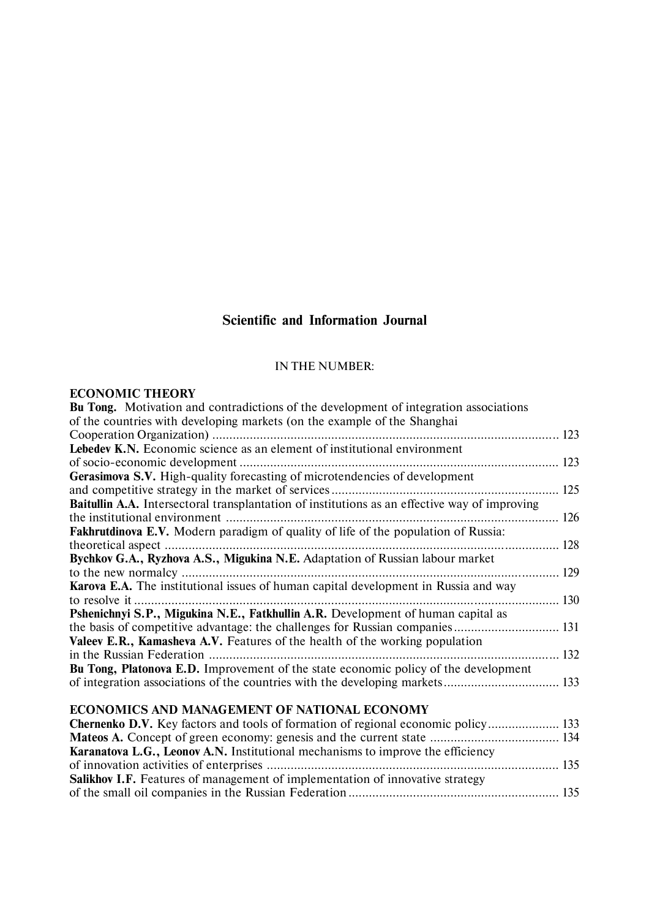# Scientific and Information Journal

IN THE NUMBER:

## ECONOMIC THEORY

**Bu Tong.** Motivation and contradictions of the development of integration associations of the countries with developing markets (on the example of the Shanghai Cooperation Organization) .......... 123

**Lebedev K.N.** Economic science as an element of institutional environment of socio-economic development .......... 123

**Gerasimova S.V.** High-quality forecasting of microtendencies of development and competitive strategy in the market of services .......... 125

**Baitullin A.A.** Intersectoral transplantation of institutions as an effective way of improving the institutional environment .......... 126

**Fakhrutdinova E.V.** Modern paradigm of quality of life of the population of Russia: theoretical aspect .......... 128

**Bychkov G.A., Ryzhova A.S., Migukina N.E.** Adaptation of Russian labour market to the new normalcy .......... 129

**Karova E.A.** The institutional issues of human capital development in Russia and way to resolve it .......... 130

**Pshenichnyi S.P., Migukina N.E., Fatkhullin A.R.** Development of human capital as the basis of competitive advantage: the challenges for Russian companies .......... 131

**Valeev E.R., Kamasheva A.V.** Features of the health of the working population in the Russian Federation .......... 132

**Bu Tong, Platonova E.D.** Improvement of the state economic policy of the development of integration associations of the countries with the developing markets .......... 133

## ECONOMICS AND MANAGEMENT OF NATIONAL ECONOMY

**Chernenko D.V.** Key factors and tools of formation of regional economic policy .......... 133

**Mateos A.** Concept of green economy: genesis and the current state .......... 134

**Karanatova L.G., Leonov A.N.** Institutional mechanisms to improve the efficiency of innovation activities of enterprises .......... 135

**Salikhov I.F.** Features of management of implementation of innovative strategy of the small oil companies in the Russian Federation .......... 135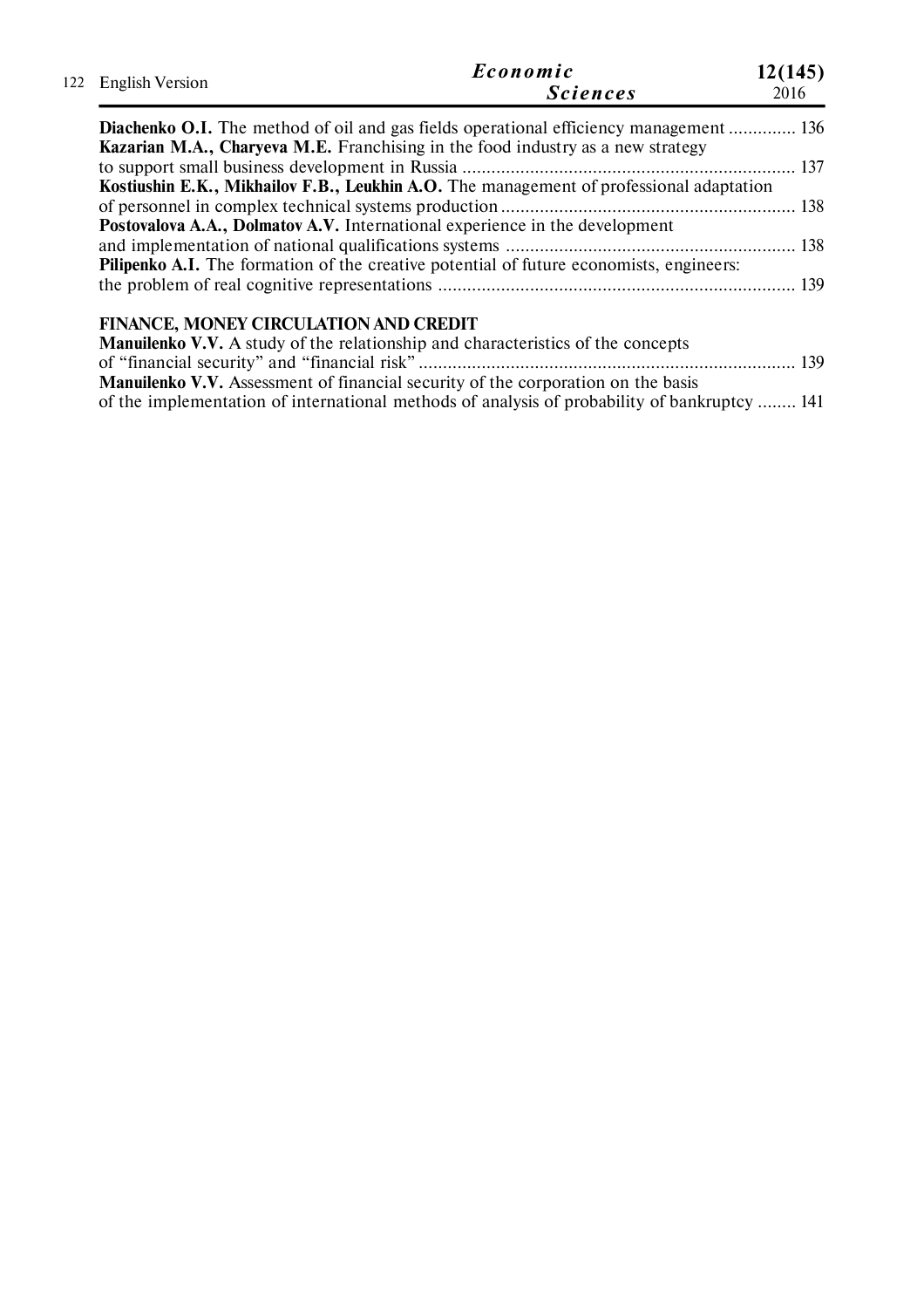**Diachenko O.I.** The method of oil and gas fields operational efficiency management .............. 136

**Kazarian M.A., Charyeva M.E.** Franchising in the food industry as a new strategy to support small business development in Russia ...................................................................... 137

**Kostiushin E.K., Mikhailov F.B., Leukhin A.O.** The management of professional adaptation of personnel in complex technical systems production ............................................................. 138

**Postovalova A.A., Dolmatov A.V.** International experience in the development and implementation of national qualifications systems ............................................................ 138

**Pilipenko A.I.** The formation of the creative potential of future economists, engineers: the problem of real cognitive representations ........................................................................... 139

## FINANCE, MONEY CIRCULATION AND CREDIT

**Manuilenko V.V.** A study of the relationship and characteristics of the concepts of "financial security" and "financial risk" .............................................................................. 139

**Manuilenko V.V.** Assessment of financial security of the corporation on the basis of the implementation of international methods of analysis of probability of bankruptcy ........ 141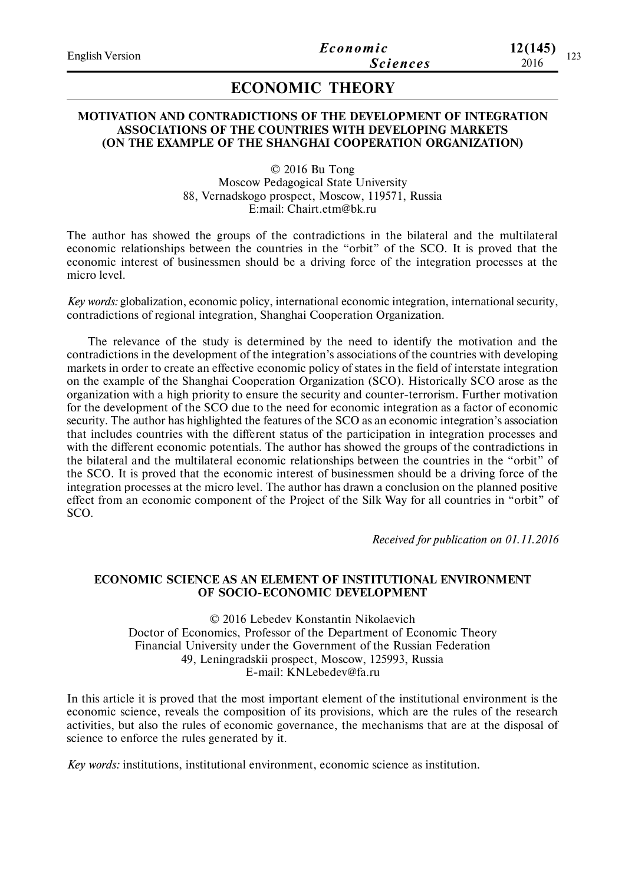# ECONOMIC THEORY

### MOTIVATION AND CONTRADICTIONS OF THE DEVELOPMENT OF INTEGRATION ASSOCIATIONS OF THE COUNTRIES WITH DEVELOPING MARKETS (ON THE EXAMPLE OF THE SHANGHAI COOPERATION ORGANIZATION)

© 2016 Bu Tong
Moscow Pedagogical State University
88, Vernadskogo prospect, Moscow, 119571, Russia
E:mail: Chairt.etm@bk.ru

The author has showed the groups of the contradictions in the bilateral and the multilateral economic relationships between the countries in the "orbit" of the SCO. It is proved that the economic interest of businessmen should be a driving force of the integration processes at the micro level.

*Key words:* globalization, economic policy, international economic integration, international security, contradictions of regional integration, Shanghai Cooperation Organization.

The relevance of the study is determined by the need to identify the motivation and the contradictions in the development of the integration's associations of the countries with developing markets in order to create an effective economic policy of states in the field of interstate integration on the example of the Shanghai Cooperation Organization (SCO). Historically SCO arose as the organization with a high priority to ensure the security and counter-terrorism. Further motivation for the development of the SCO due to the need for economic integration as a factor of economic security. The author has highlighted the features of the SCO as an economic integration's association that includes countries with the different status of the participation in integration processes and with the different economic potentials. The author has showed the groups of the contradictions in the bilateral and the multilateral economic relationships between the countries in the "orbit" of the SCO. It is proved that the economic interest of businessmen should be a driving force of the integration processes at the micro level. The author has drawn a conclusion on the planned positive effect from an economic component of the Project of the Silk Way for all countries in "orbit" of SCO.

*Received for publication on 01.11.2016*

### ECONOMIC SCIENCE AS AN ELEMENT OF INSTITUTIONAL ENVIRONMENT OF SOCIO-ECONOMIC DEVELOPMENT

© 2016 Lebedev Konstantin Nikolaevich
Doctor of Economics, Professor of the Department of Economic Theory
Financial University under the Government of the Russian Federation
49, Leningradskii prospect, Moscow, 125993, Russia
E-mail: KNLebedev@fa.ru

In this article it is proved that the most important element of the institutional environment is the economic science, reveals the composition of its provisions, which are the rules of the research activities, but also the rules of economic governance, the mechanisms that are at the disposal of science to enforce the rules generated by it.

*Key words:* institutions, institutional environment, economic science as institution.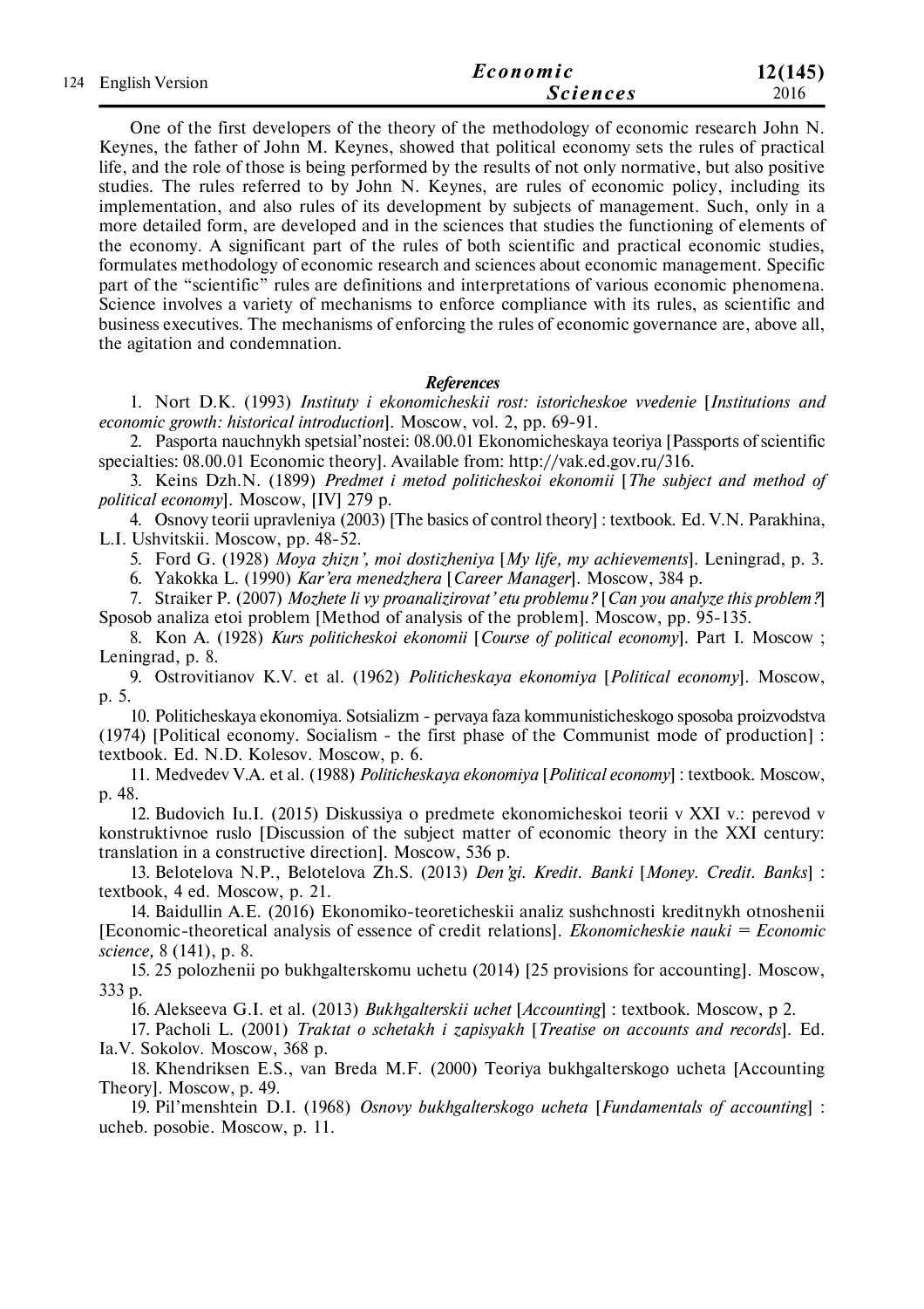One of the first developers of the theory of the methodology of economic research John N. Keynes, the father of John M. Keynes, showed that political economy sets the rules of practical life, and the role of those is being performed by the results of not only normative, but also positive studies. The rules referred to by John N. Keynes, are rules of economic policy, including its implementation, and also rules of its development by subjects of management. Such, only in a more detailed form, are developed and in the sciences that studies the functioning of elements of the economy. A significant part of the rules of both scientific and practical economic studies, formulates methodology of economic research and sciences about economic management. Specific part of the "scientific" rules are definitions and interpretations of various economic phenomena. Science involves a variety of mechanisms to enforce compliance with its rules, as scientific and business executives. The mechanisms of enforcing the rules of economic governance are, above all, the agitation and condemnation.

### *References*

1. Nort D.K. (1993) *Instituty i ekonomicheskii rost: istoricheskoe vvedenie* [*Institutions and economic growth: historical introduction*]. Moscow, vol. 2, pp. 69-91.
2. Pasporta nauchnykh spetsial'nostei: 08.00.01 Ekonomicheskaya teoriya [Passports of scientific specialties: 08.00.01 Economic theory]. Available from: http://vak.ed.gov.ru/316.
3. Keins Dzh.N. (1899) *Predmet i metod politicheskoi ekonomii* [*The subject and method of political economy*]. Moscow, [IV] 279 p.
4. Osnovy teorii upravleniya (2003) [The basics of control theory] : textbook. Ed. V.N. Parakhina, L.I. Ushvitskii. Moscow, pp. 48-52.
5. Ford G. (1928) *Moya zhizn', moi dostizheniya* [*My life, my achievements*]. Leningrad, p. 3.
6. Yakokka L. (1990) *Kar'era menedzhera* [*Career Manager*]. Moscow, 384 p.
7. Straiker P. (2007) *Mozhete li vy proanalizirovat' etu problemu?* [*Can you analyze this problem?*] Sposob analiza etoi problem [Method of analysis of the problem]. Moscow, pp. 95-135.
8. Kon A. (1928) *Kurs politicheskoi ekonomii* [*Course of political economy*]. Part I. Moscow ; Leningrad, p. 8.
9. Ostrovitianov K.V. et al. (1962) *Politicheskaya ekonomiya* [*Political economy*]. Moscow, p. 5.
10. Politicheskaya ekonomiya. Sotsializm - pervaya faza kommunisticheskogo sposoba proizvodstva (1974) [Political economy. Socialism - the first phase of the Communist mode of production] : textbook. Ed. N.D. Kolesov. Moscow, p. 6.
11. Medvedev V.A. et al. (1988) *Politicheskaya ekonomiya* [*Political economy*] : textbook. Moscow, p. 48.
12. Budovich Iu.I. (2015) Diskussiya o predmete ekonomicheskoi teorii v XXI v.: perevod v konstruktivnoe ruslo [Discussion of the subject matter of economic theory in the XXI century: translation in a constructive direction]. Moscow, 536 p.
13. Belotelova N.P., Belotelova Zh.S. (2013) *Den'gi. Kredit. Banki* [*Money. Credit. Banks*] : textbook, 4 ed. Moscow, p. 21.
14. Baidullin A.E. (2016) Ekonomiko-teoreticheskii analiz sushchnosti kreditnykh otnoshenii [Economic-theoretical analysis of essence of credit relations]. *Ekonomicheskie nauki = Economic science,* 8 (141), p. 8.
15. 25 polozhenii po bukhgalterskomu uchetu (2014) [25 provisions for accounting]. Moscow, 333 p.
16. Alekseeva G.I. et al. (2013) *Bukhgalterskii uchet* [*Accounting*] : textbook. Moscow, p 2.
17. Pacholi L. (2001) *Traktat o schetakh i zapisyakh* [*Treatise on accounts and records*]. Ed. Ia.V. Sokolov. Moscow, 368 p.
18. Khendriksen E.S., van Breda M.F. (2000) Teoriya bukhgalterskogo ucheta [Accounting Theory]. Moscow, p. 49.
19. Pil'menshtein D.I. (1968) *Osnovy bukhgalterskogo ucheta* [*Fundamentals of accounting*] : ucheb. posobie. Moscow, p. 11.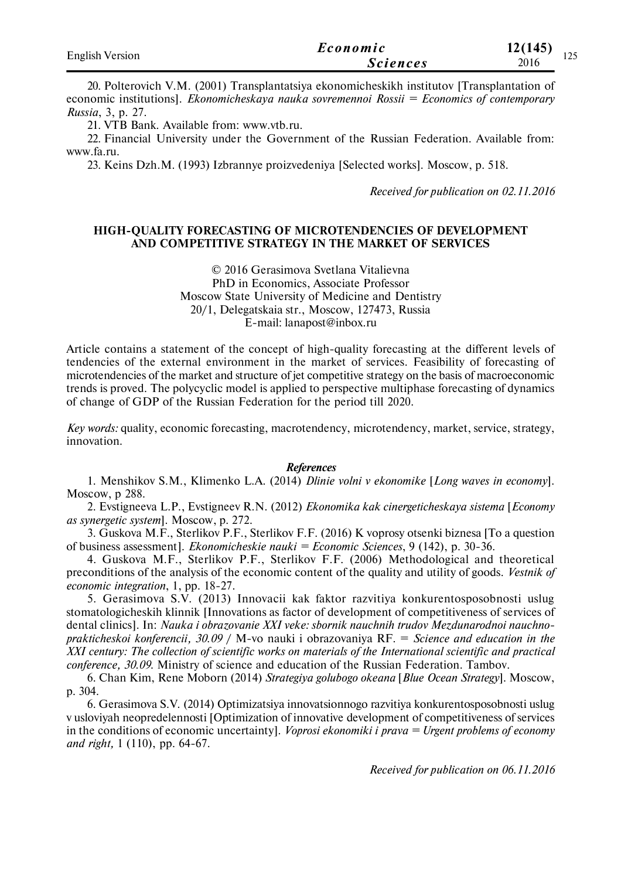20. Polterovich V.M. (2001) Transplantatsiya ekonomicheskikh institutov [Transplantation of economic institutions]. *Ekonomicheskaya nauka sovremennoi Rossii = Economics of contemporary Russia*, 3, p. 27.

21. VTB Bank. Available from: www.vtb.ru.

22. Financial University under the Government of the Russian Federation. Available from: www.fa.ru.

23. Keins Dzh.M. (1993) Izbrannye proizvedeniya [Selected works]. Moscow, p. 518.

*Received for publication on 02.11.2016*

## HIGH-QUALITY FORECASTING OF MICROTENDENCIES OF DEVELOPMENT AND COMPETITIVE STRATEGY IN THE MARKET OF SERVICES

© 2016 Gerasimova Svetlana Vitalievna
PhD in Economics, Associate Professor
Moscow State University of Medicine and Dentistry
20/1, Delegatskaia str., Moscow, 127473, Russia
E-mail: lanapost@inbox.ru

Article contains a statement of the concept of high-quality forecasting at the different levels of tendencies of the external environment in the market of services. Feasibility of forecasting of microtendencies of the market and structure of jet competitive strategy on the basis of macroeconomic trends is proved. The polycyclic model is applied to perspective multiphase forecasting of dynamics of change of GDP of the Russian Federation for the period till 2020.

*Key words:* quality, economic forecasting, macrotendency, microtendency, market, service, strategy, innovation.

### *References*

1. Menshikov S.M., Klimenko L.A. (2014) *Dlinie volni v ekonomike* [*Long waves in economy*]. Moscow, p 288.

2. Evstigneeva L.P., Evstigneev R.N. (2012) *Ekonomika kak cinergeticheskaya sistema* [*Economy as synergetic system*]. Moscow, p. 272.

3. Guskova M.F., Sterlikov P.F., Sterlikov F.F. (2016) K voprosy otsenki biznesa [To a question of business assessment]. *Ekonomicheskie nauki = Economic Sciences*, 9 (142), p. 30-36.

4. Guskova M.F., Sterlikov P.F., Sterlikov F.F. (2006) Methodological and theoretical preconditions of the analysis of the economic content of the quality and utility of goods. *Vestnik of economic integration*, 1, pp. 18-27.

5. Gerasimova S.V. (2013) Innovacii kak faktor razvitiya konkurentosposobnosti uslug stomatologicheskih klinnik [Innovations as factor of development of competitiveness of services of dental clinics]. In: *Nauka i obrazovanie XXI veke: sbornik nauchnih trudov Mezdunarodnoi nauchno-prakticheskoi konferencii, 30.09* / M-vo nauki i obrazovaniya RF. = *Science and education in the XXI century: The collection of scientific works on materials of the International scientific and practical conference, 30.09.* Ministry of science and education of the Russian Federation. Tambov.

6. Chan Kim, Rene Moborn (2014) *Strategiya golubogo okeana* [*Blue Ocean Strategy*]. Moscow, p. 304.

6. Gerasimova S.V. (2014) Optimizatsiya innovatsionnogo razvitiya konkurentosposobnosti uslug v usloviyah neopredelennosti [Optimization of innovative development of competitiveness of services in the conditions of economic uncertainty]. *Voprosi ekonomiki i prava = Urgent problems of economy and right,* 1 (110), pp. 64-67.

*Received for publication on 06.11.2016*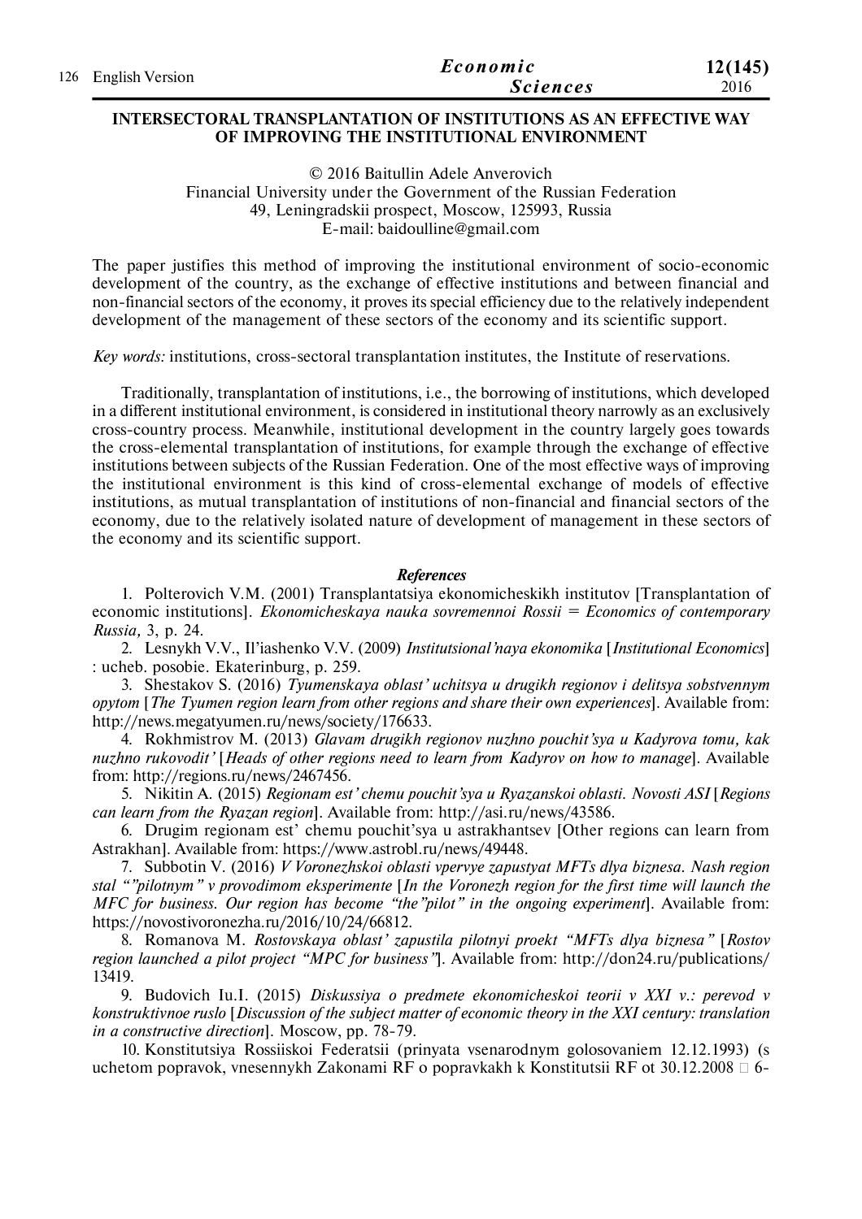**INTERSECTORAL TRANSPLANTATION OF INSTITUTIONS AS AN EFFECTIVE WAY OF IMPROVING THE INSTITUTIONAL ENVIRONMENT**

© 2016 Baitullin Adele Anverovich
Financial University under the Government of the Russian Federation
49, Leningradskii prospect, Moscow, 125993, Russia
E-mail: baidoulline@gmail.com

The paper justifies this method of improving the institutional environment of socio-economic development of the country, as the exchange of effective institutions and between financial and non-financial sectors of the economy, it proves its special efficiency due to the relatively independent development of the management of these sectors of the economy and its scientific support.

*Key words:* institutions, cross-sectoral transplantation institutes, the Institute of reservations.

Traditionally, transplantation of institutions, i.e., the borrowing of institutions, which developed in a different institutional environment, is considered in institutional theory narrowly as an exclusively cross-country process. Meanwhile, institutional development in the country largely goes towards the cross-elemental transplantation of institutions, for example through the exchange of effective institutions between subjects of the Russian Federation. One of the most effective ways of improving the institutional environment is this kind of cross-elemental exchange of models of effective institutions, as mutual transplantation of institutions of non-financial and financial sectors of the economy, due to the relatively isolated nature of development of management in these sectors of the economy and its scientific support.

***References***

1. Polterovich V.M. (2001) Transplantatsiya ekonomicheskikh institutov [Transplantation of economic institutions]. *Ekonomicheskaya nauka sovremennoi Rossii = Economics of contemporary Russia,* 3, p. 24.
2. Lesnykh V.V., Il'iashenko V.V. (2009) *Institutsional'naya ekonomika* [*Institutional Economics*] : ucheb. posobie. Ekaterinburg, p. 259.
3. Shestakov S. (2016) *Tyumenskaya oblast' uchitsya u drugikh regionov i delitsya sobstvennym opytom* [*The Tyumen region learn from other regions and share their own experiences*]. Available from: http://news.megatyumen.ru/news/society/176633.
4. Rokhmistrov M. (2013) *Glavam drugikh regionov nuzhno pouchit'sya u Kadyrova tomu, kak nuzhno rukovodit'* [*Heads of other regions need to learn from Kadyrov on how to manage*]. Available from: http://regions.ru/news/2467456.
5. Nikitin A. (2015) *Regionam est' chemu pouchit'sya u Ryazanskoi oblasti. Novosti ASI* [*Regions can learn from the Ryazan region*]. Available from: http://asi.ru/news/43586.
6. Drugim regionam est' chemu pouchit'sya u astrakhantsev [Other regions can learn from Astrakhan]. Available from: https://www.astrobl.ru/news/49448.
7. Subbotin V. (2016) *V Voronezhskoi oblasti vpervye zapustyat MFTs dlya biznesa. Nash region stal ""pilotnym" v provodimom eksperimente* [*In the Voronezh region for the first time will launch the MFC for business. Our region has become "the"pilot" in the ongoing experiment*]. Available from: https://novostivoronezha.ru/2016/10/24/66812.
8. Romanova M. *Rostovskaya oblast' zapustila pilotnyi proekt "MFTs dlya biznesa"* [*Rostov region launched a pilot project "MPC for business"*]. Available from: http://don24.ru/publications/13419.
9. Budovich Iu.I. (2015) *Diskussiya o predmete ekonomicheskoi teorii v XXI v.: perevod v konstruktivnoe ruslo* [*Discussion of the subject matter of economic theory in the XXI century: translation in a constructive direction*]. Moscow, pp. 78-79.
10. Konstitutsiya Rossiiskoi Federatsii (prinyata vsenarodnym golosovaniem 12.12.1993) (s uchetom popravok, vnesennykh Zakonami RF o popravkakh k Konstitutsii RF ot 30.12.2008 □ 6-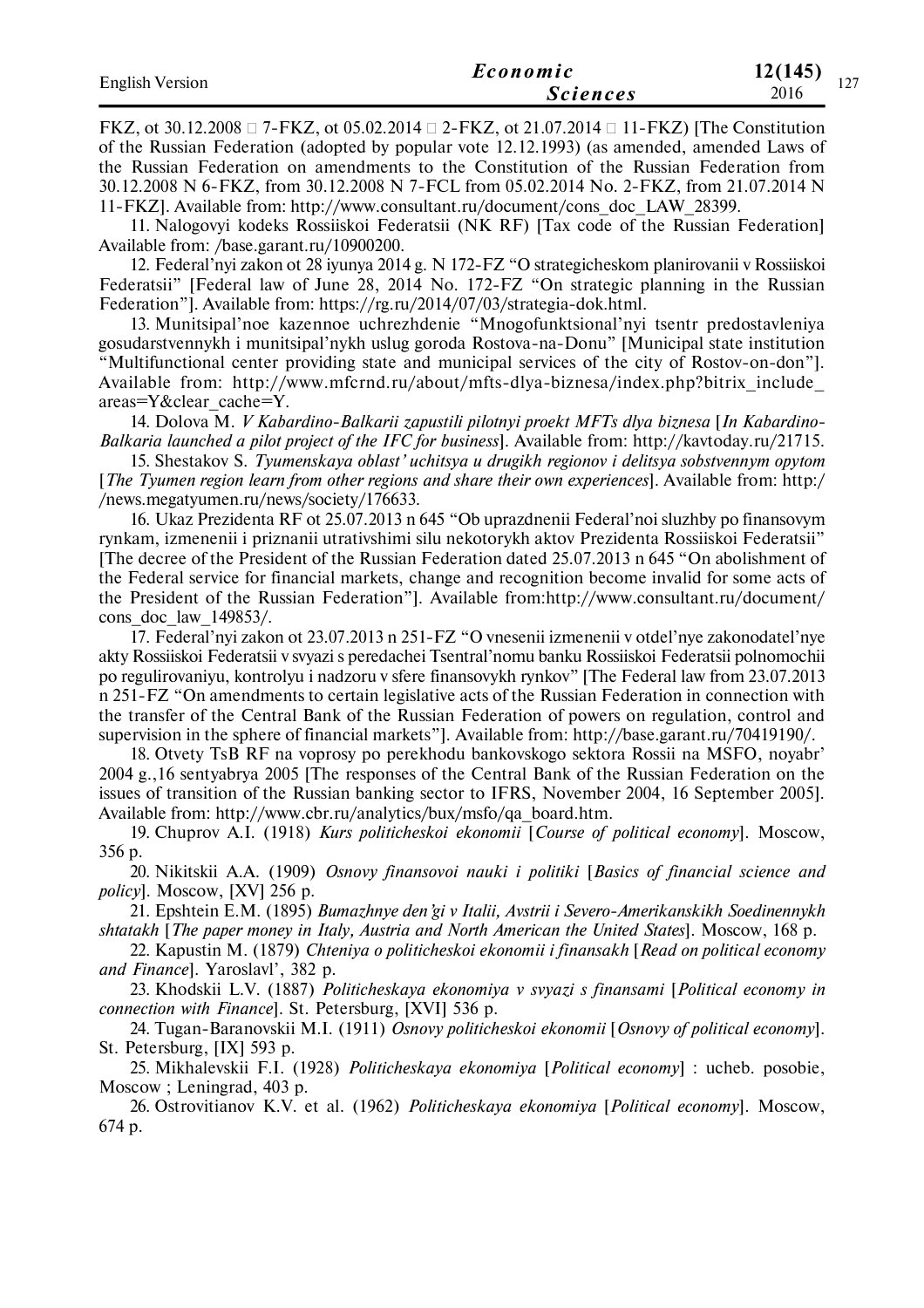FKZ, ot 30.12.2008 □ 7-FKZ, ot 05.02.2014 □ 2-FKZ, ot 21.07.2014 □ 11-FKZ) [The Constitution of the Russian Federation (adopted by popular vote 12.12.1993) (as amended, amended Laws of the Russian Federation on amendments to the Constitution of the Russian Federation from 30.12.2008 N 6-FKZ, from 30.12.2008 N 7-FCL from 05.02.2014 No. 2-FKZ, from 21.07.2014 N 11-FKZ]. Available from: http://www.consultant.ru/document/cons_doc_LAW_28399.

11. Nalogovyi kodeks Rossiiskoi Federatsii (NK RF) [Tax code of the Russian Federation] Available from: /base.garant.ru/10900200.

12. Federal'nyi zakon ot 28 iyunya 2014 g. N 172-FZ "O strategicheskom planirovanii v Rossiiskoi Federatsii" [Federal law of June 28, 2014 No. 172-FZ "On strategic planning in the Russian Federation"]. Available from: https://rg.ru/2014/07/03/strategia-dok.html.

13. Munitsipal'noe kazennoe uchrezhdenie "Mnogofunktsional'nyi tsentr predostavleniya gosudarstvennykh i munitsipal'nykh uslug goroda Rostova-na-Donu" [Municipal state institution "Multifunctional center providing state and municipal services of the city of Rostov-on-don"]. Available from: http://www.mfcrnd.ru/about/mfts-dlya-biznesa/index.php?bitrix_include_areas=Y&clear_cache=Y.

14. Dolova M. *V Kabardino-Balkarii zapustili pilotnyi proekt MFTs dlya biznesa* [*In Kabardino-Balkaria launched a pilot project of the IFC for business*]. Available from: http://kavtoday.ru/21715.

15. Shestakov S. *Tyumenskaya oblast' uchitsya u drugikh regionov i delitsya sobstvennym opytom* [*The Tyumen region learn from other regions and share their own experiences*]. Available from: http://news.megatyumen.ru/news/society/176633.

16. Ukaz Prezidenta RF ot 25.07.2013 n 645 "Ob uprazdnenii Federal'noi sluzhby po finansovym rynkam, izmenenii i priznanii utrativshimi silu nekotorykh aktov Prezidenta Rossiiskoi Federatsii" [The decree of the President of the Russian Federation dated 25.07.2013 n 645 "On abolishment of the Federal service for financial markets, change and recognition become invalid for some acts of the President of the Russian Federation"]. Available from:http://www.consultant.ru/document/cons_doc_law_149853/.

17. Federal'nyi zakon ot 23.07.2013 n 251-FZ "O vnesenii izmenenii v otdel'nye zakonodatel'nye akty Rossiiskoi Federatsii v svyazi s peredachei Tsentral'nomu banku Rossiiskoi Federatsii polnomochii po regulirovaniyu, kontrolyu i nadzoru v sfere finansovykh rynkov" [The Federal law from 23.07.2013 n 251-FZ "On amendments to certain legislative acts of the Russian Federation in connection with the transfer of the Central Bank of the Russian Federation of powers on regulation, control and supervision in the sphere of financial markets"]. Available from: http://base.garant.ru/70419190/.

18. Otvety TsB RF na voprosy po perekhodu bankovskogo sektora Rossii na MSFO, noyabr' 2004 g.,16 sentyabrya 2005 [The responses of the Central Bank of the Russian Federation on the issues of transition of the Russian banking sector to IFRS, November 2004, 16 September 2005]. Available from: http://www.cbr.ru/analytics/bux/msfo/qa_board.htm.

19. Chuprov A.I. (1918) *Kurs politicheskoi ekonomii* [*Course of political economy*]. Moscow, 356 p.

20. Nikitskii A.A. (1909) *Osnovy finansovoi nauki i politiki* [*Basics of financial science and policy*]. Moscow, [XV] 256 p.

21. Epshtein E.M. (1895) *Bumazhnye den'gi v Italii, Avstrii i Severo-Amerikanskikh Soedinennykh shtatakh* [*The paper money in Italy, Austria and North American the United States*]. Moscow, 168 p.

22. Kapustin M. (1879) *Chteniya o politicheskoi ekonomii i finansakh* [*Read on political economy and Finance*]. Yaroslavl', 382 p.

23. Khodskii L.V. (1887) *Politicheskaya ekonomiya v svyazi s finansami* [*Political economy in connection with Finance*]. St. Petersburg, [XVI] 536 p.

24. Tugan-Baranovskii M.I. (1911) *Osnovy politicheskoi ekonomii* [*Osnovy of political economy*]. St. Petersburg, [IX] 593 p.

25. Mikhalevskii F.I. (1928) *Politicheskaya ekonomiya* [*Political economy*] : ucheb. posobie, Moscow ; Leningrad, 403 p.

26. Ostrovitianov K.V. et al. (1962) *Politicheskaya ekonomiya* [*Political economy*]. Moscow, 674 p.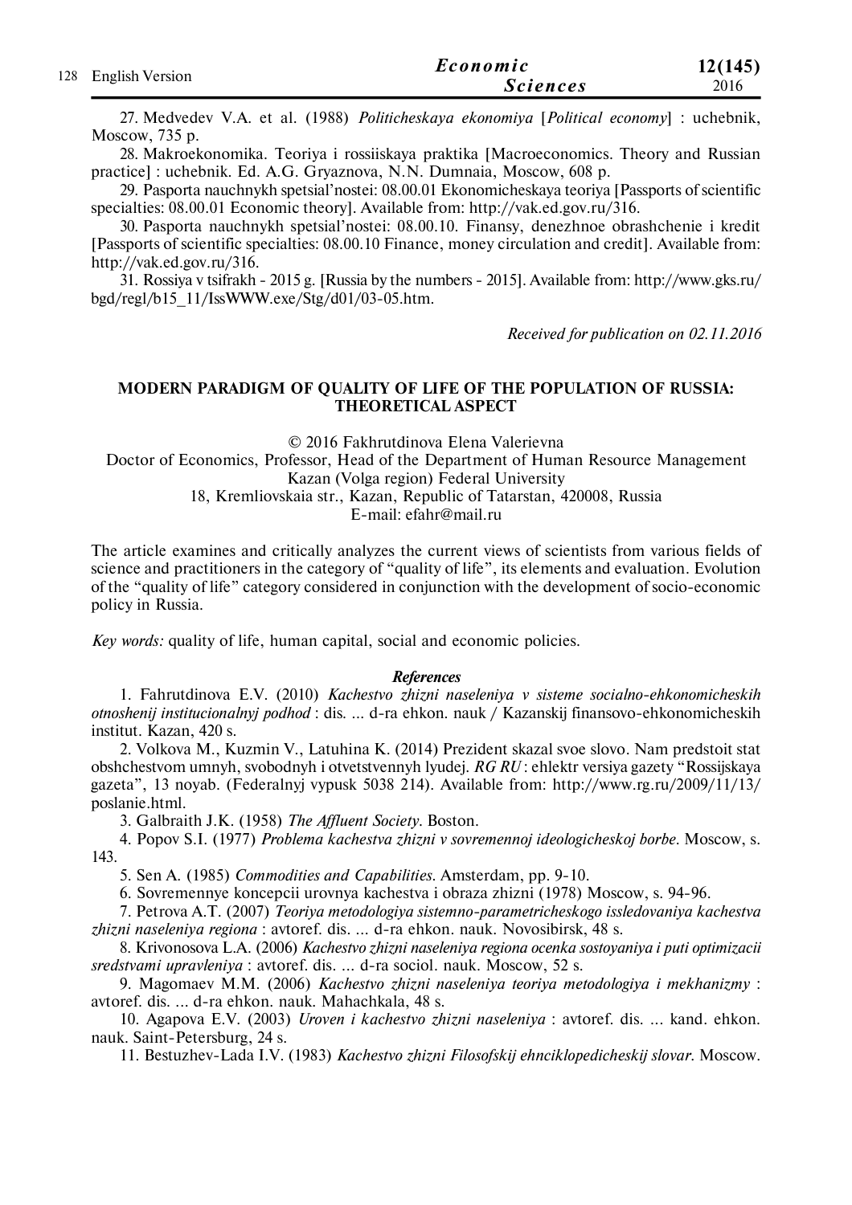27. Medvedev V.A. et al. (1988) *Politicheskaya ekonomiya* [*Political economy*] : uchebnik, Moscow, 735 p.

28. Makroekonomika. Teoriya i rossiiskaya praktika [Macroeconomics. Theory and Russian practice] : uchebnik. Ed. A.G. Gryaznova, N.N. Dumnaia, Moscow, 608 p.

29. Pasporta nauchnykh spetsial'nostei: 08.00.01 Ekonomicheskaya teoriya [Passports of scientific specialties: 08.00.01 Economic theory]. Available from: http://vak.ed.gov.ru/316.

30. Pasporta nauchnykh spetsial'nostei: 08.00.10. Finansy, denezhnoe obrashchenie i kredit [Passports of scientific specialties: 08.00.10 Finance, money circulation and credit]. Available from: http://vak.ed.gov.ru/316.

31. Rossiya v tsifrakh - 2015 g. [Russia by the numbers - 2015]. Available from: http://www.gks.ru/bgd/regl/b15_11/IssWWW.exe/Stg/d01/03-05.htm.

*Received for publication on 02.11.2016*

## MODERN PARADIGM OF QUALITY OF LIFE OF THE POPULATION OF RUSSIA: THEORETICAL ASPECT

© 2016 Fakhrutdinova Elena Valerievna
Doctor of Economics, Professor, Head of the Department of Human Resource Management
Kazan (Volga region) Federal University
18, Kremliovskaia str., Kazan, Republic of Tatarstan, 420008, Russia
E-mail: efahr@mail.ru

The article examines and critically analyzes the current views of scientists from various fields of science and practitioners in the category of "quality of life", its elements and evaluation. Evolution of the "quality of life" category considered in conjunction with the development of socio-economic policy in Russia.

*Key words:* quality of life, human capital, social and economic policies.

***References***

1. Fahrutdinova E.V. (2010) *Kachestvo zhizni naseleniya v sisteme socialno-ehkonomicheskih otnoshenij institucionalnyj podhod* : dis. ... d-ra ehkon. nauk / Kazanskij finansovo-ehkonomicheskih institut. Kazan, 420 s.

2. Volkova M., Kuzmin V., Latuhina K. (2014) Prezident skazal svoe slovo. Nam predstoit stat obshchestvom umnyh, svobodnyh i otvetstvennyh lyudej. *RG RU* : ehlektr versiya gazety "Rossijskaya gazeta", 13 noyab. (Federalnyj vypusk 5038 214). Available from: http://www.rg.ru/2009/11/13/poslanie.html.

3. Galbraith J.K. (1958) *The Affluent Society*. Boston.

4. Popov S.I. (1977) *Problema kachestva zhizni v sovremennoj ideologicheskoj borbe*. Moscow, s. 143.

5. Sen A. (1985) *Commodities and Capabilities*. Amsterdam, pp. 9-10.

6. Sovremennye koncepcii urovnya kachestva i obraza zhizni (1978) Moscow, s. 94-96.

7. Petrova A.T. (2007) *Teoriya metodologiya sistemno-parametricheskogo issledovaniya kachestva zhizni naseleniya regiona* : avtoref. dis. ... d-ra ehkon. nauk. Novosibirsk, 48 s.

8. Krivonosova L.A. (2006) *Kachestvo zhizni naseleniya regiona ocenka sostoyaniya i puti optimizacii sredstvami upravleniya* : avtoref. dis. ... d-ra sociol. nauk. Moscow, 52 s.

9. Magomaev M.M. (2006) *Kachestvo zhizni naseleniya teoriya metodologiya i mekhanizmy* : avtoref. dis. ... d-ra ehkon. nauk. Mahachkala, 48 s.

10. Agapova E.V. (2003) *Uroven i kachestvo zhizni naseleniya* : avtoref. dis. ... kand. ehkon. nauk. Saint-Petersburg, 24 s.

11. Bestuzhev-Lada I.V. (1983) *Kachestvo zhizni Filosofskij ehnciklopedicheskij slovar*. Moscow.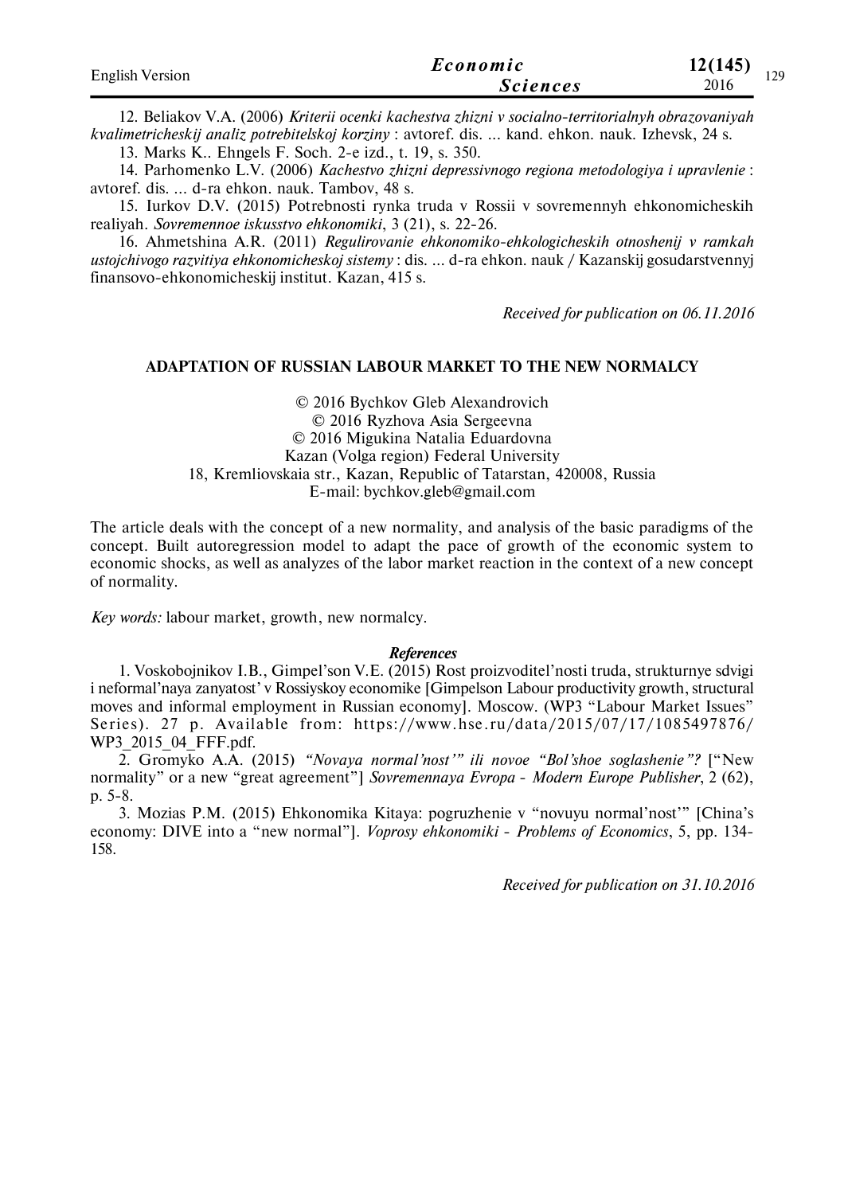12. Beliakov V.A. (2006) *Kriterii ocenki kachestva zhizni v socialno-territorialnyh obrazovaniyah kvalimetricheskij analiz potrebitelskoj korziny* : avtoref. dis. ... kand. ehkon. nauk. Izhevsk, 24 s.

13. Marks K.. Ehngels F. Soch. 2-e izd., t. 19, s. 350.

14. Parhomenko L.V. (2006) *Kachestvo zhizni depressivnogo regiona metodologiya i upravlenie* : avtoref. dis. ... d-ra ehkon. nauk. Tambov, 48 s.

15. Iurkov D.V. (2015) Potrebnosti rynka truda v Rossii v sovremennyh ehkonomicheskih realiyah. *Sovremennoe iskusstvo ehkonomiki*, 3 (21), s. 22-26.

16. Ahmetshina A.R. (2011) *Regulirovanie ehkonomiko-ehkologicheskih otnoshenij v ramkah ustojchivogo razvitiya ehkonomicheskoj sistemy* : dis. ... d-ra ehkon. nauk / Kazanskij gosudarstvennyj finansovo-ehkonomicheskij institut. Kazan, 415 s.

*Received for publication on 06.11.2016*

## ADAPTATION OF RUSSIAN LABOUR MARKET TO THE NEW NORMALCY

© 2016 Bychkov Gleb Alexandrovich
© 2016 Ryzhova Asia Sergeevna
© 2016 Migukina Natalia Eduardovna
Kazan (Volga region) Federal University
18, Kremliovskaia str., Kazan, Republic of Tatarstan, 420008, Russia
E-mail: bychkov.gleb@gmail.com

The article deals with the concept of a new normality, and analysis of the basic paradigms of the concept. Built autoregression model to adapt the pace of growth of the economic system to economic shocks, as well as analyzes of the labor market reaction in the context of a new concept of normality.

*Key words:* labour market, growth, new normalcy.

### *References*

1. Voskobojnikov I.B., Gimpel'son V.E. (2015) Rost proizvoditel'nosti truda, strukturnye sdvigi i neformal'naya zanyatost' v Rossiyskoy economike [Gimpelson Labour productivity growth, structural moves and informal employment in Russian economy]. Moscow. (WP3 "Labour Market Issues" Series). 27 p. Available from: https://www.hse.ru/data/2015/07/17/1085497876/WP3_2015_04_FFF.pdf.

2. Gromyko A.A. (2015) *"Novaya normal'nost'" ili novoe "Bol'shoe soglashenie"?* ["New normality" or a new "great agreement"] *Sovremennaya Evropa - Modern Europe Publisher*, 2 (62), p. 5-8.

3. Mozias P.M. (2015) Ehkonomika Kitaya: pogruzhenie v "novuyu normal'nost'" [China's economy: DIVE into a "new normal"]. *Voprosy ehkonomiki - Problems of Economics*, 5, pp. 134-158.

*Received for publication on 31.10.2016*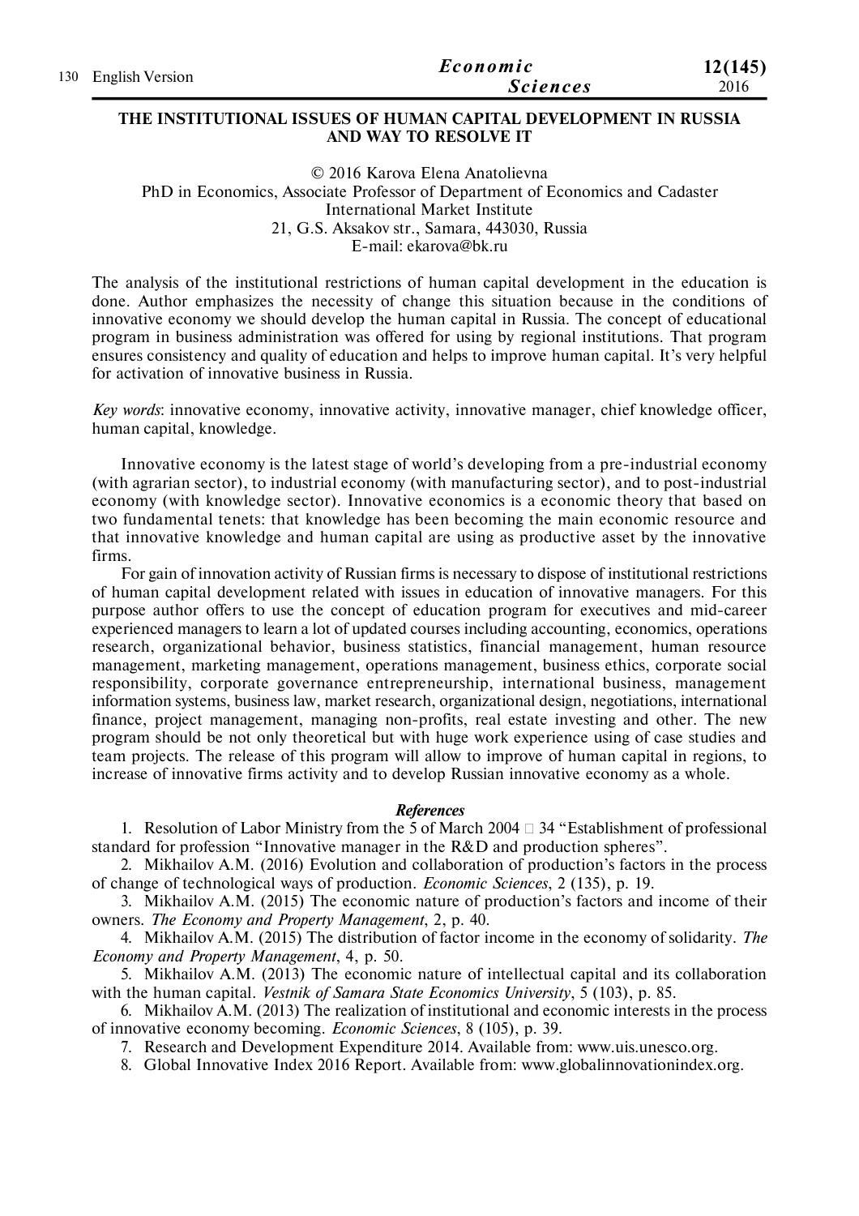# THE INSTITUTIONAL ISSUES OF HUMAN CAPITAL DEVELOPMENT IN RUSSIA AND WAY TO RESOLVE IT

© 2016 Karova Elena Anatolievna
PhD in Economics, Associate Professor of Department of Economics and Cadaster
International Market Institute
21, G.S. Aksakov str., Samara, 443030, Russia
E-mail: ekarova@bk.ru

The analysis of the institutional restrictions of human capital development in the education is done. Author emphasizes the necessity of change this situation because in the conditions of innovative economy we should develop the human capital in Russia. The concept of educational program in business administration was offered for using by regional institutions. That program ensures consistency and quality of education and helps to improve human capital. It's very helpful for activation of innovative business in Russia.

*Key words*: innovative economy, innovative activity, innovative manager, chief knowledge officer, human capital, knowledge.

Innovative economy is the latest stage of world's developing from a pre-industrial economy (with agrarian sector), to industrial economy (with manufacturing sector), and to post-industrial economy (with knowledge sector). Innovative economics is a economic theory that based on two fundamental tenets: that knowledge has been becoming the main economic resource and that innovative knowledge and human capital are using as productive asset by the innovative firms.

For gain of innovation activity of Russian firms is necessary to dispose of institutional restrictions of human capital development related with issues in education of innovative managers. For this purpose author offers to use the concept of education program for executives and mid-career experienced managers to learn a lot of updated courses including accounting, economics, operations research, organizational behavior, business statistics, financial management, human resource management, marketing management, operations management, business ethics, corporate social responsibility, corporate governance entrepreneurship, international business, management information systems, business law, market research, organizational design, negotiations, international finance, project management, managing non-profits, real estate investing and other. The new program should be not only theoretical but with huge work experience using of case studies and team projects. The release of this program will allow to improve of human capital in regions, to increase of innovative firms activity and to develop Russian innovative economy as a whole.

### *References*

1. Resolution of Labor Ministry from the 5 of March 2004 □ 34 "Establishment of professional standard for profession "Innovative manager in the R&D and production spheres".
2. Mikhailov A.M. (2016) Evolution and collaboration of production's factors in the process of change of technological ways of production. *Economic Sciences*, 2 (135), p. 19.
3. Mikhailov A.M. (2015) The economic nature of production's factors and income of their owners. *The Economy and Property Management*, 2, p. 40.
4. Mikhailov A.M. (2015) The distribution of factor income in the economy of solidarity. *The Economy and Property Management*, 4, p. 50.
5. Mikhailov A.M. (2013) The economic nature of intellectual capital and its collaboration with the human capital. *Vestnik of Samara State Economics University*, 5 (103), p. 85.
6. Mikhailov A.M. (2013) The realization of institutional and economic interests in the process of innovative economy becoming. *Economic Sciences*, 8 (105), p. 39.
7. Research and Development Expenditure 2014. Available from: www.uis.unesco.org.
8. Global Innovative Index 2016 Report. Available from: www.globalinnovationindex.org.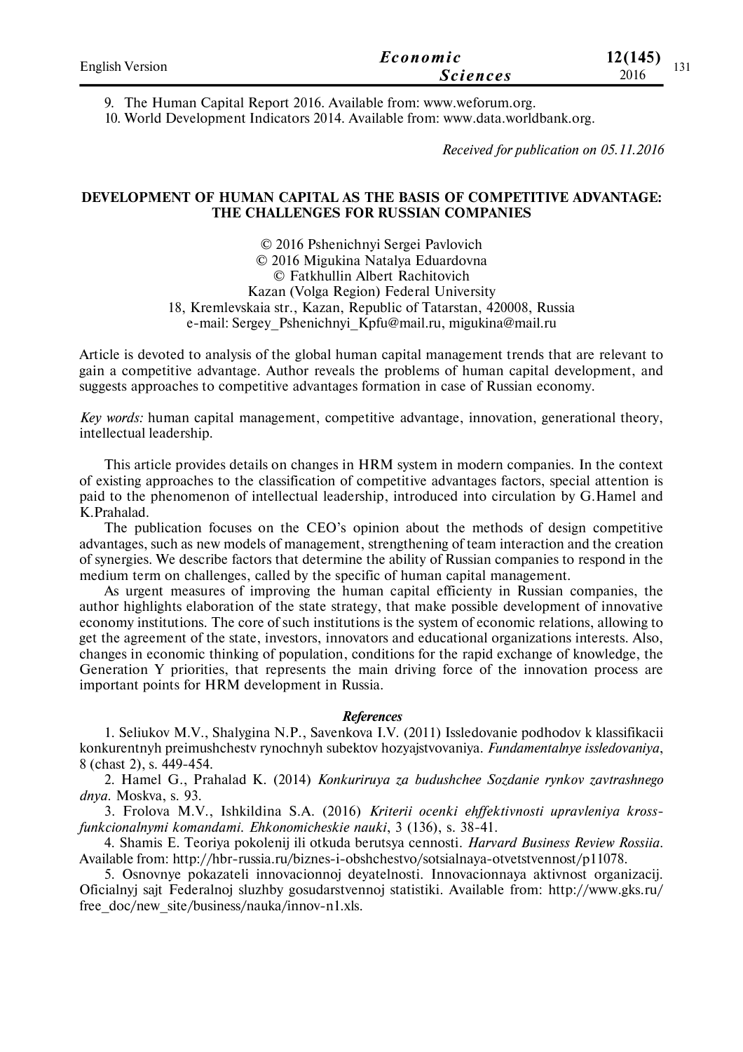9. The Human Capital Report 2016. Available from: www.weforum.org.
10. World Development Indicators 2014. Available from: www.data.worldbank.org.

*Received for publication on 05.11.2016*

## DEVELOPMENT OF HUMAN CAPITAL AS THE BASIS OF COMPETITIVE ADVANTAGE: THE CHALLENGES FOR RUSSIAN COMPANIES

© 2016 Pshenichnyi Sergei Pavlovich
© 2016 Migukina Natalya Eduardovna
© Fatkhullin Albert Rachitovich
Kazan (Volga Region) Federal University
18, Kremlevskaia str., Kazan, Republic of Tatarstan, 420008, Russia
e-mail: Sergey_Pshenichnyi_Kpfu@mail.ru, migukina@mail.ru

Article is devoted to analysis of the global human capital management trends that are relevant to gain a competitive advantage. Author reveals the problems of human capital development, and suggests approaches to competitive advantages formation in case of Russian economy.

*Key words:* human capital management, competitive advantage, innovation, generational theory, intellectual leadership.

This article provides details on changes in HRM system in modern companies. In the context of existing approaches to the classification of competitive advantages factors, special attention is paid to the phenomenon of intellectual leadership, introduced into circulation by G.Hamel and K.Prahalad.

The publication focuses on the CEO's opinion about the methods of design competitive advantages, such as new models of management, strengthening of team interaction and the creation of synergies. We describe factors that determine the ability of Russian companies to respond in the medium term on challenges, called by the specific of human capital management.

As urgent measures of improving the human capital efficiency in Russian companies, the author highlights elaboration of the state strategy, that make possible development of innovative economy institutions. The core of such institutions is the system of economic relations, allowing to get the agreement of the state, investors, innovators and educational organizations interests. Also, changes in economic thinking of population, conditions for the rapid exchange of knowledge, the Generation Y priorities, that represents the main driving force of the innovation process are important points for HRM development in Russia.

### *References*

1. Seliukov M.V., Shalygina N.P., Savenkova I.V. (2011) Issledovanie podhodov k klassifikacii konkurentnyh preimushchestv rynochnyh subektov hozyajstvovaniya. *Fundamentalnye issledovaniya*, 8 (chast 2), s. 449-454.
2. Hamel G., Prahalad K. (2014) *Konkuriruya za budushchee Sozdanie rynkov zavtrashnego dnya.* Moskva, s. 93.
3. Frolova M.V., Ishkildina S.A. (2016) *Kriterii ocenki ehffektivnosti upravleniya kross-funkcionalnymi komandami. Ehkonomicheskie nauki*, 3 (136), s. 38-41.
4. Shamis E. Teoriya pokolenij ili otkuda berutsya cennosti. *Harvard Business Review Rossiia*. Available from: http://hbr-russia.ru/biznes-i-obshchestvo/sotsialnaya-otvetstvennost/p11078.
5. Osnovnye pokazateli innovacionnoj deyatelnosti. Innovacionnaya aktivnost organizacij. Oficialnyj sajt Federalnoj sluzhby gosudarstvennoj statistiki. Available from: http://www.gks.ru/free_doc/new_site/business/nauka/innov-n1.xls.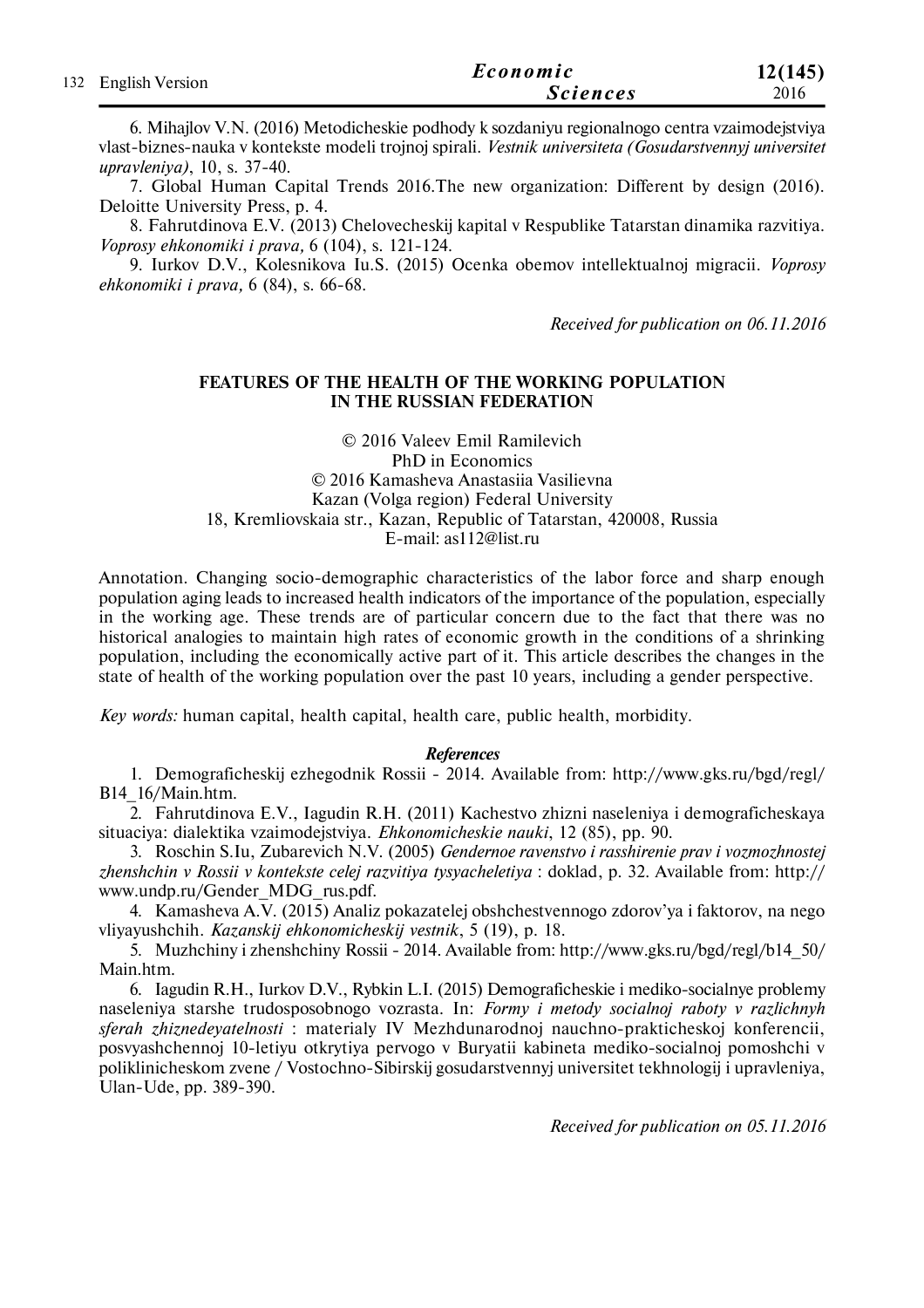6. Mihajlov V.N. (2016) Metodicheskie podhody k sozdaniyu regionalnogo centra vzaimodejstviya vlast-biznes-nauka v kontekste modeli trojnoj spirali. *Vestnik universiteta (Gosudarstvennyj universitet upravleniya)*, 10, s. 37-40.

7. Global Human Capital Trends 2016.The new organization: Different by design (2016). Deloitte University Press, p. 4.

8. Fahrutdinova E.V. (2013) Chelovecheskij kapital v Respublike Tatarstan dinamika razvitiya. *Voprosy ehkonomiki i prava,* 6 (104), s. 121-124.

9. Iurkov D.V., Kolesnikova Iu.S. (2015) Ocenka obemov intellektualnoj migracii. *Voprosy ehkonomiki i prava,* 6 (84), s. 66-68.

*Received for publication on 06.11.2016*

## FEATURES OF THE HEALTH OF THE WORKING POPULATION IN THE RUSSIAN FEDERATION

© 2016 Valeev Emil Ramilevich
PhD in Economics
© 2016 Kamasheva Anastasiia Vasilievna
Kazan (Volga region) Federal University
18, Kremliovskaia str., Kazan, Republic of Tatarstan, 420008, Russia
E-mail: as112@list.ru

Annotation. Changing socio-demographic characteristics of the labor force and sharp enough population aging leads to increased health indicators of the importance of the population, especially in the working age. These trends are of particular concern due to the fact that there was no historical analogies to maintain high rates of economic growth in the conditions of a shrinking population, including the economically active part of it. This article describes the changes in the state of health of the working population over the past 10 years, including a gender perspective.

*Key words:* human capital, health capital, health care, public health, morbidity.

### *References*

1. Demograficheskij ezhegodnik Rossii - 2014. Available from: http://www.gks.ru/bgd/regl/B14_16/Main.htm.

2. Fahrutdinova E.V., Iagudin R.H. (2011) Kachestvo zhizni naseleniya i demograficheskaya situaciya: dialektika vzaimodejstviya. *Ehkonomicheskie nauki*, 12 (85), pp. 90.

3. Roschin S.Iu, Zubarevich N.V. (2005) *Gendernoe ravenstvo i rasshirenie prav i vozmozhnostej zhenshchin v Rossii v kontekste celej razvitiya tysyacheletiya* : doklad, p. 32. Available from: http://www.undp.ru/Gender_MDG_rus.pdf.

4. Kamasheva A.V. (2015) Analiz pokazatelej obshchestvennogo zdorov'ya i faktorov, na nego vliyayushchih. *Kazanskij ehkonomicheskij vestnik*, 5 (19), p. 18.

5. Muzhchiny i zhenshchiny Rossii - 2014. Available from: http://www.gks.ru/bgd/regl/b14_50/Main.htm.

6. Iagudin R.H., Iurkov D.V., Rybkin L.I. (2015) Demograficheskie i mediko-socialnye problemy naseleniya starshe trudosposobnogo vozrasta. In: *Formy i metody socialnoj raboty v razlichnyh sferah zhiznedeyatelnosti* : materialy IV Mezhdunarodnoj nauchno-prakticheskoj konferencii, posvyashchennoj 10-letiyu otkrytiya pervogo v Buryatii kabineta mediko-socialnoj pomoshchi v poliklinicheskom zvene / Vostochno-Sibirskij gosudarstvennyj universitet tekhnologij i upravleniya, Ulan-Ude, pp. 389-390.

*Received for publication on 05.11.2016*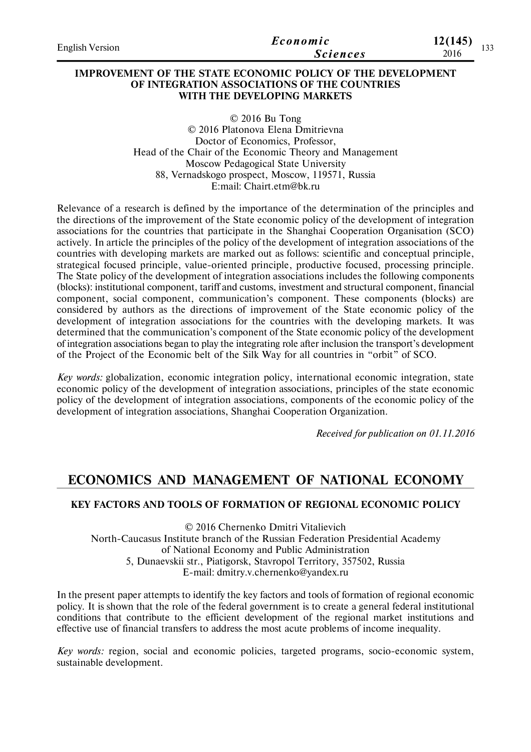### IMPROVEMENT OF THE STATE ECONOMIC POLICY OF THE DEVELOPMENT OF INTEGRATION ASSOCIATIONS OF THE COUNTRIES WITH THE DEVELOPING MARKETS

© 2016 Bu Tong
© 2016 Platonova Elena Dmitrievna
Doctor of Economics, Professor,
Head of the Chair of the Economic Theory and Management
Moscow Pedagogical State University
88, Vernadskogo prospect, Moscow, 119571, Russia
E:mail: Chairt.etm@bk.ru

Relevance of a research is defined by the importance of the determination of the principles and the directions of the improvement of the State economic policy of the development of integration associations for the countries that participate in the Shanghai Cooperation Organisation (SCO) actively. In article the principles of the policy of the development of integration associations of the countries with developing markets are marked out as follows: scientific and conceptual principle, strategical focused principle, value-oriented principle, productive focused, processing principle. The State policy of the development of integration associations includes the following components (blocks): institutional component, tariff and customs, investment and structural component, financial component, social component, communication's component. These components (blocks) are considered by authors as the directions of improvement of the State economic policy of the development of integration associations for the countries with the developing markets. It was determined that the communication's component of the State economic policy of the development of integration associations began to play the integrating role after inclusion the transport's development of the Project of the Economic belt of the Silk Way for all countries in "orbit" of SCO.

*Key words:* globalization, economic integration policy, international economic integration, state economic policy of the development of integration associations, principles of the state economic policy of the development of integration associations, components of the economic policy of the development of integration associations, Shanghai Cooperation Organization.

*Received for publication on 01.11.2016*

## ECONOMICS AND MANAGEMENT OF NATIONAL ECONOMY

### KEY FACTORS AND TOOLS OF FORMATION OF REGIONAL ECONOMIC POLICY

© 2016 Chernenko Dmitri Vitalievich
North-Caucasus Institute branch of the Russian Federation Presidential Academy of National Economy and Public Administration
5, Dunaevskii str., Piatigorsk, Stavropol Territory, 357502, Russia
E-mail: dmitry.v.chernenko@yandex.ru

In the present paper attempts to identify the key factors and tools of formation of regional economic policy. It is shown that the role of the federal government is to create a general federal institutional conditions that contribute to the efficient development of the regional market institutions and effective use of financial transfers to address the most acute problems of income inequality.

*Key words:* region, social and economic policies, targeted programs, socio-economic system, sustainable development.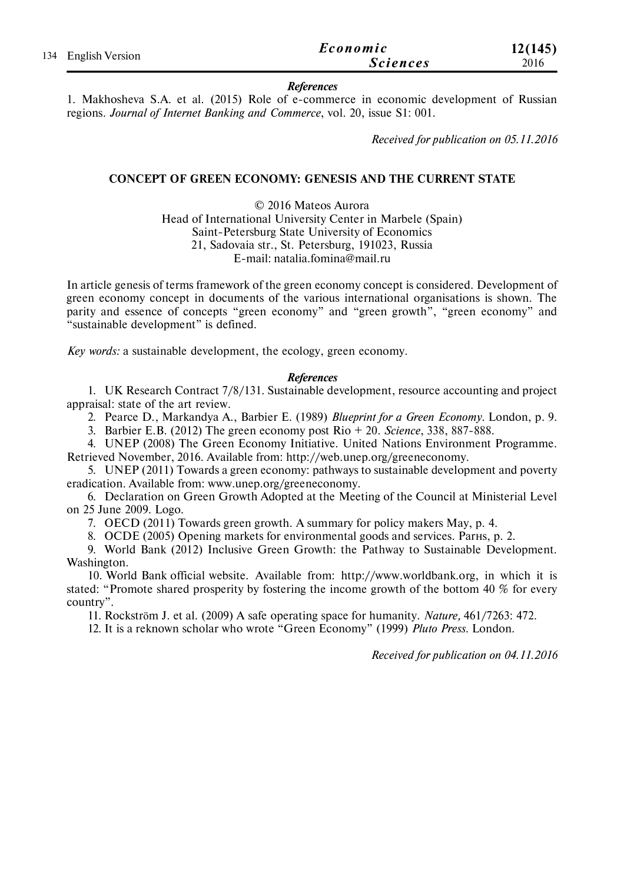***References***

1. Makhosheva S.A. et al. (2015) Role of e-commerce in economic development of Russian regions. *Journal of Internet Banking and Commerce*, vol. 20, issue S1: 001.

*Received for publication on 05.11.2016*

## CONCEPT OF GREEN ECONOMY: GENESIS AND THE CURRENT STATE

© 2016 Mateos Aurora
Head of International University Center in Marbele (Spain)
Saint-Petersburg State University of Economics
21, Sadovaia str., St. Petersburg, 191023, Russia
E-mail: natalia.fomina@mail.ru

In article genesis of terms framework of the green economy concept is considered. Development of green economy concept in documents of the various international organisations is shown. The parity and essence of concepts "green economy" and "green growth", "green economy" and "sustainable development" is defined.

*Key words:* a sustainable development, the ecology, green economy.

***References***

1. UK Research Contract 7/8/131. Sustainable development, resource accounting and project appraisal: state of the art review.
2. Pearce D., Markandya A., Barbier E. (1989) *Blueprint for a Green Economy*. London, p. 9.
3. Barbier E.B. (2012) The green economy post Rio + 20. *Science*, 338, 887-888.
4. UNEP (2008) The Green Economy Initiative. United Nations Environment Programme. Retrieved November, 2016. Available from: http://web.unep.org/greeneconomy.
5. UNEP (2011) Towards a green economy: pathways to sustainable development and poverty eradication. Available from: www.unep.org/greeneconomy.
6. Declaration on Green Growth Adopted at the Meeting of the Council at Ministerial Level on 25 June 2009. Logo.
7. OECD (2011) Towards green growth. A summary for policy makers May, p. 4.
8. OCDE (2005) Opening markets for environmental goods and services. Parнs, p. 2.
9. World Bank (2012) Inclusive Green Growth: the Pathway to Sustainable Development. Washington.
10. World Bank official website. Available from: http://www.worldbank.org, in which it is stated: "Promote shared prosperity by fostering the income growth of the bottom 40 % for every country".
11. Rockström J. et al. (2009) A safe operating space for humanity. *Nature,* 461/7263: 472.
12. It is a reknown scholar who wrote "Green Economy" (1999) *Pluto Press.* London.

*Received for publication on 04.11.2016*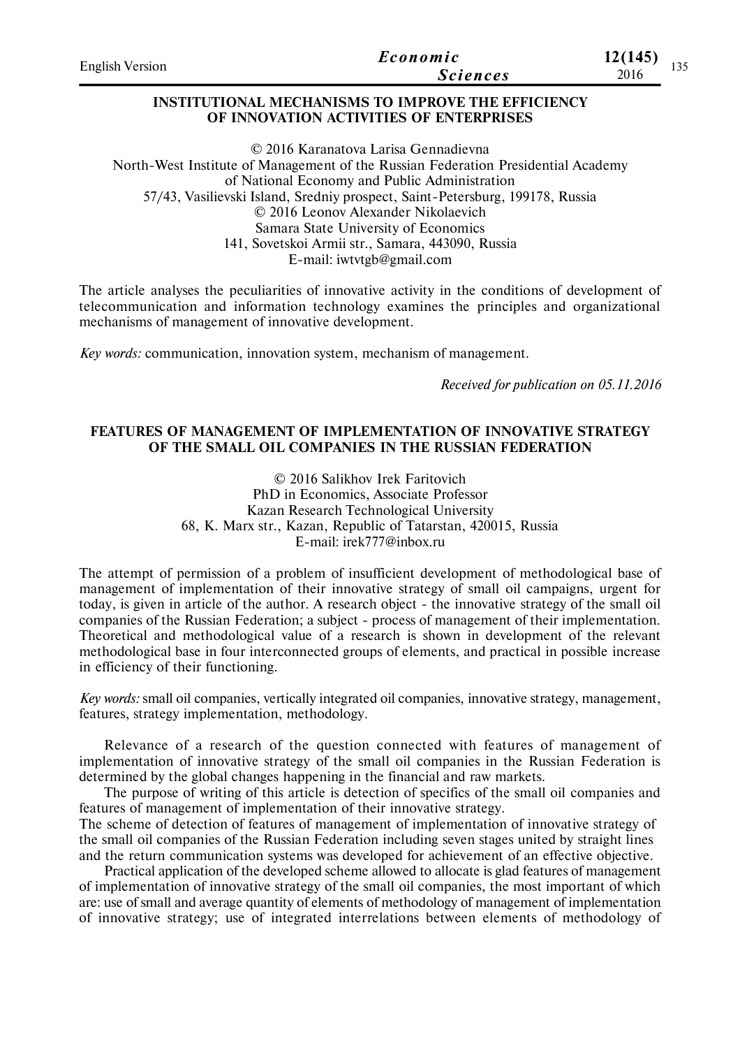## INSTITUTIONAL MECHANISMS TO IMPROVE THE EFFICIENCY OF INNOVATION ACTIVITIES OF ENTERPRISES

© 2016 Karanatova Larisa Gennadievna
North-West Institute of Management of the Russian Federation Presidential Academy of National Economy and Public Administration
57/43, Vasilievski Island, Sredniy prospect, Saint-Petersburg, 199178, Russia
© 2016 Leonov Alexander Nikolaevich
Samara State University of Economics
141, Sovetskoi Armii str., Samara, 443090, Russia
E-mail: iwtvtgb@gmail.com

The article analyses the peculiarities of innovative activity in the conditions of development of telecommunication and information technology examines the principles and organizational mechanisms of management of innovative development.

*Key words:* communication, innovation system, mechanism of management.

*Received for publication on 05.11.2016*

## FEATURES OF MANAGEMENT OF IMPLEMENTATION OF INNOVATIVE STRATEGY OF THE SMALL OIL COMPANIES IN THE RUSSIAN FEDERATION

© 2016 Salikhov Irek Faritovich
PhD in Economics, Associate Professor
Kazan Research Technological University
68, K. Marx str., Kazan, Republic of Tatarstan, 420015, Russia
E-mail: irek777@inbox.ru

The attempt of permission of a problem of insufficient development of methodological base of management of implementation of their innovative strategy of small oil campaigns, urgent for today, is given in article of the author. A research object - the innovative strategy of the small oil companies of the Russian Federation; a subject - process of management of their implementation. Theoretical and methodological value of a research is shown in development of the relevant methodological base in four interconnected groups of elements, and practical in possible increase in efficiency of their functioning.

*Key words:* small oil companies, vertically integrated oil companies, innovative strategy, management, features, strategy implementation, methodology.

Relevance of a research of the question connected with features of management of implementation of innovative strategy of the small oil companies in the Russian Federation is determined by the global changes happening in the financial and raw markets.

The purpose of writing of this article is detection of specifics of the small oil companies and features of management of implementation of their innovative strategy.

The scheme of detection of features of management of implementation of innovative strategy of the small oil companies of the Russian Federation including seven stages united by straight lines and the return communication systems was developed for achievement of an effective objective.

Practical application of the developed scheme allowed to allocate is glad features of management of implementation of innovative strategy of the small oil companies, the most important of which are: use of small and average quantity of elements of methodology of management of implementation of innovative strategy; use of integrated interrelations between elements of methodology of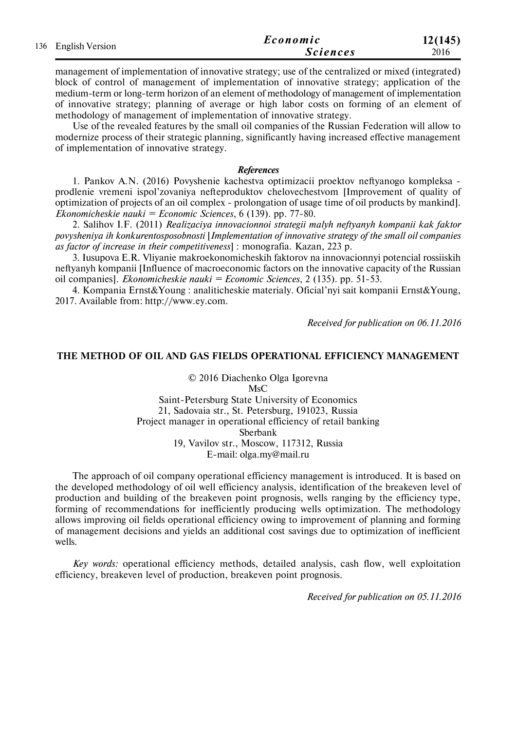management of implementation of innovative strategy; use of the centralized or mixed (integrated) block of control of management of implementation of innovative strategy; application of the medium-term or long-term horizon of an element of methodology of management of implementation of innovative strategy; planning of average or high labor costs on forming of an element of methodology of management of implementation of innovative strategy.

Use of the revealed features by the small oil companies of the Russian Federation will allow to modernize process of their strategic planning, significantly having increased effective management of implementation of innovative strategy.

***References***

1. Pankov A.N. (2016) Povyshenie kachestva optimizacii proektov neftyanogo kompleksa - prodlenie vremeni ispol'zovaniya nefteproduktov chelovechestvom [Improvement of quality of optimization of projects of an oil complex - prolongation of usage time of oil products by mankind]. *Ekonomicheskie nauki = Economic Sciences*, 6 (139). pp. 77-80.

2. Salihov I.F. (2011) *Realizaciya innovacionnoi strategii malyh neftyanyh kompanii kak faktor povysheniya ih konkurentosposobnosti* [*Implementation of innovative strategy of the small oil companies as factor of increase in their competitiveness*] : monografia. Kazan, 223 p.

3. Iusupova E.R. Vliyanie makroekonomicheskih faktorov na innovacionnyi potencial rossiiskih neftyanyh kompanii [Influence of macroeconomic factors on the innovative capacity of the Russian oil companies]. *Ekonomicheskie nauki = Economic Sciences*, 2 (135). pp. 51-53.

4. Kompania Ernst&Young : analiticheskie materialy. Oficial'nyi sait kompanii Ernst&Young, 2017. Available from: http://www.ey.com.

*Received for publication on 06.11.2016*

## THE METHOD OF OIL AND GAS FIELDS OPERATIONAL EFFICIENCY MANAGEMENT

© 2016 Diachenko Olga Igorevna
MsC
Saint-Petersburg State University of Economics
21, Sadovaia str., St. Petersburg, 191023, Russia
Project manager in operational efficiency of retail banking
Sberbank
19, Vavilov str., Moscow, 117312, Russia
E-mail: olga.my@mail.ru

The approach of oil company operational efficiency management is introduced. It is based on the developed methodology of oil well efficiency analysis, identification of the breakeven level of production and building of the breakeven point prognosis, wells ranging by the efficiency type, forming of recommendations for inefficiently producing wells optimization. The methodology allows improving oil fields operational efficiency owing to improvement of planning and forming of management decisions and yields an additional cost savings due to optimization of inefficient wells.

*Key words:* operational efficiency methods, detailed analysis, cash flow, well exploitation efficiency, breakeven level of production, breakeven point prognosis.

*Received for publication on 05.11.2016*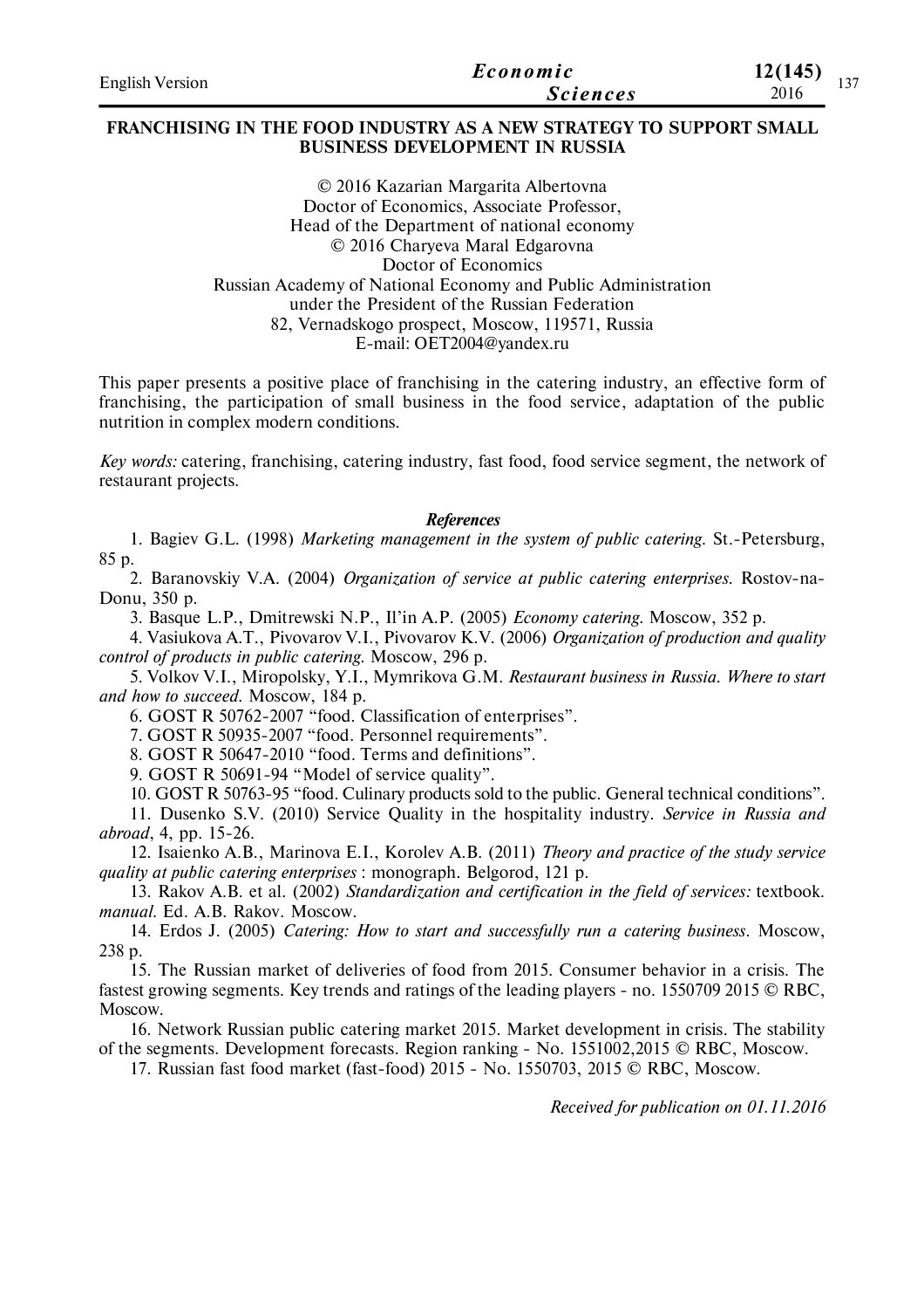## FRANCHISING IN THE FOOD INDUSTRY AS A NEW STRATEGY TO SUPPORT SMALL BUSINESS DEVELOPMENT IN RUSSIA

© 2016 Kazarian Margarita Albertovna
Doctor of Economics, Associate Professor,
Head of the Department of national economy
© 2016 Charyeva Maral Edgarovna
Doctor of Economics
Russian Academy of National Economy and Public Administration
under the President of the Russian Federation
82, Vernadskogo prospect, Moscow, 119571, Russia
E-mail: OET2004@yandex.ru

This paper presents a positive place of franchising in the catering industry, an effective form of franchising, the participation of small business in the food service, adaptation of the public nutrition in complex modern conditions.

*Key words:* catering, franchising, catering industry, fast food, food service segment, the network of restaurant projects.

### *References*

1. Bagiev G.L. (1998) *Marketing management in the system of public catering.* St.-Petersburg, 85 p.
2. Baranovskiy V.A. (2004) *Organization of service at public catering enterprises.* Rostov-na-Donu, 350 p.
3. Basque L.P., Dmitrewski N.P., Il'in A.P. (2005) *Economy catering.* Moscow, 352 p.
4. Vasiukova A.T., Pivovarov V.I., Pivovarov K.V. (2006) *Organization of production and quality control of products in public catering.* Moscow, 296 p.
5. Volkov V.I., Miropolsky, Y.I., Mymrikova G.M. *Restaurant business in Russia. Where to start and how to succeed.* Moscow, 184 p.
6. GOST R 50762-2007 "food. Classification of enterprises".
7. GOST R 50935-2007 "food. Personnel requirements".
8. GOST R 50647-2010 "food. Terms and definitions".
9. GOST R 50691-94 "Model of service quality".
10. GOST R 50763-95 "food. Culinary products sold to the public. General technical conditions".
11. Dusenko S.V. (2010) Service Quality in the hospitality industry. *Service in Russia and abroad*, 4, pp. 15-26.
12. Isaienko A.B., Marinova E.I., Korolev A.B. (2011) *Theory and practice of the study service quality at public catering enterprises* : monograph. Belgorod, 121 p.
13. Rakov A.B. et al. (2002) *Standardization and certification in the field of services:* textbook. *manual.* Ed. A.B. Rakov. Moscow.
14. Erdos J. (2005) *Catering: How to start and successfully run a catering business*. Moscow, 238 p.
15. The Russian market of deliveries of food from 2015. Consumer behavior in a crisis. The fastest growing segments. Key trends and ratings of the leading players - no. 1550709 2015 © RBC, Moscow.
16. Network Russian public catering market 2015. Market development in crisis. The stability of the segments. Development forecasts. Region ranking - No. 1551002,2015 © RBC, Moscow.
17. Russian fast food market (fast-food) 2015 - No. 1550703, 2015 © RBC, Moscow.

*Received for publication on 01.11.2016*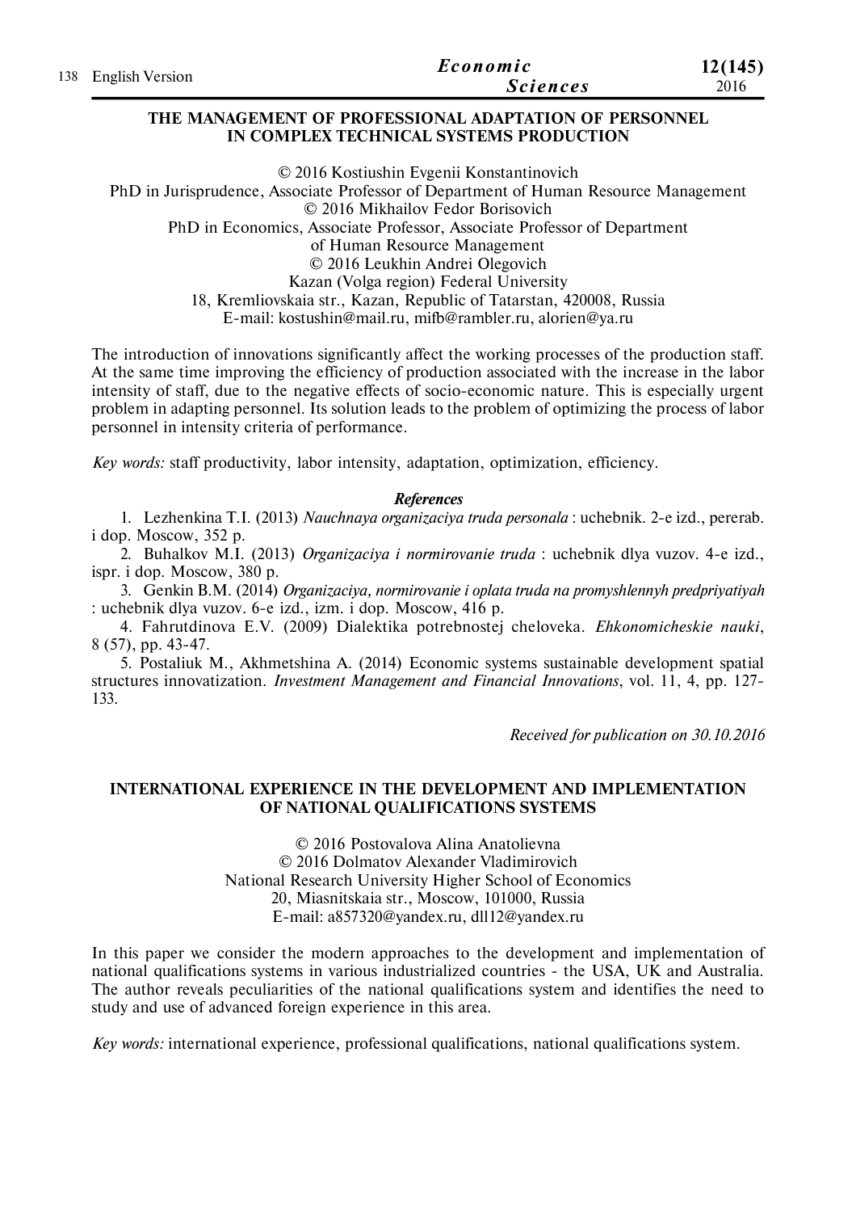## THE MANAGEMENT OF PROFESSIONAL ADAPTATION OF PERSONNEL IN COMPLEX TECHNICAL SYSTEMS PRODUCTION

© 2016 Kostiushin Evgenii Konstantinovich
PhD in Jurisprudence, Associate Professor of Department of Human Resource Management
© 2016 Mikhailov Fedor Borisovich
PhD in Economics, Associate Professor, Associate Professor of Department of Human Resource Management
© 2016 Leukhin Andrei Olegovich
Kazan (Volga region) Federal University
18, Kremliovskaia str., Kazan, Republic of Tatarstan, 420008, Russia
E-mail: kostushin@mail.ru, mifb@rambler.ru, alorien@ya.ru

The introduction of innovations significantly affect the working processes of the production staff. At the same time improving the efficiency of production associated with the increase in the labor intensity of staff, due to the negative effects of socio-economic nature. This is especially urgent problem in adapting personnel. Its solution leads to the problem of optimizing the process of labor personnel in intensity criteria of performance.

*Key words:* staff productivity, labor intensity, adaptation, optimization, efficiency.

***References***

1. Lezhenkina T.I. (2013) *Nauchnaya organizaciya truda personala* : uchebnik. 2-e izd., pererab. i dop. Moscow, 352 p.
2. Buhalkov M.I. (2013) *Organizaciya i normirovanie truda* : uchebnik dlya vuzov. 4-e izd., ispr. i dop. Moscow, 380 p.
3. Genkin B.M. (2014) *Organizaciya, normirovanie i oplata truda na promyshlennyh predpriyatiyah* : uchebnik dlya vuzov. 6-e izd., izm. i dop. Moscow, 416 p.
4. Fahrutdinova E.V. (2009) Dialektika potrebnostej cheloveka. *Ehkonomicheskie nauki*, 8 (57), pp. 43-47.
5. Postaliuk M., Akhmetshina A. (2014) Economic systems sustainable development spatial structures innovatization. *Investment Management and Financial Innovations*, vol. 11, 4, pp. 127-133.

*Received for publication on 30.10.2016*

## INTERNATIONAL EXPERIENCE IN THE DEVELOPMENT AND IMPLEMENTATION OF NATIONAL QUALIFICATIONS SYSTEMS

© 2016 Postovalova Alina Anatolievna
© 2016 Dolmatov Alexander Vladimirovich
National Research University Higher School of Economics
20, Miasnitskaia str., Moscow, 101000, Russia
E-mail: a857320@yandex.ru, dll12@yandex.ru

In this paper we consider the modern approaches to the development and implementation of national qualifications systems in various industrialized countries - the USA, UK and Australia. The author reveals peculiarities of the national qualifications system and identifies the need to study and use of advanced foreign experience in this area.

*Key words:* international experience, professional qualifications, national qualifications system.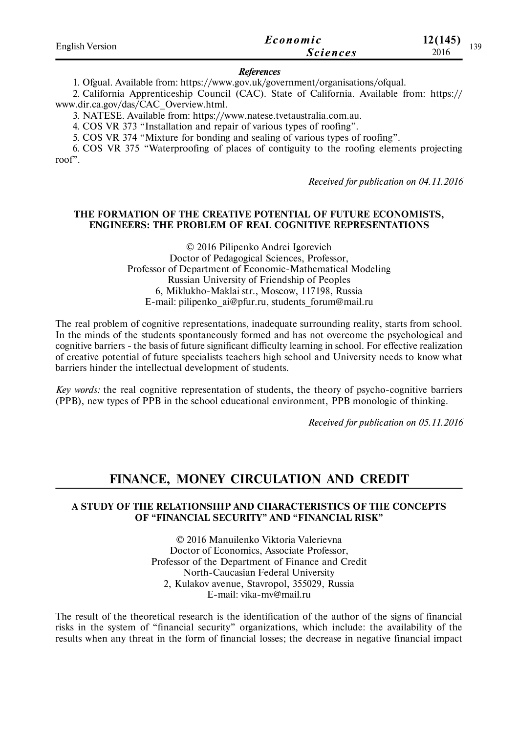### *References*

1. Ofgual. Available from: https://www.gov.uk/government/organisations/ofqual.
2. California Apprenticeship Council (CAC). State of California. Available from: https://www.dir.ca.gov/das/CAC_Overview.html.
3. NATESE. Available from: https://www.natese.tvetaustralia.com.au.
4. COS VR 373 "Installation and repair of various types of roofing".
5. COS VR 374 "Mixture for bonding and sealing of various types of roofing".
6. COS VR 375 "Waterproofing of places of contiguity to the roofing elements projecting roof".

*Received for publication on 04.11.2016*

### THE FORMATION OF THE CREATIVE POTENTIAL OF FUTURE ECONOMISTS, ENGINEERS: THE PROBLEM OF REAL COGNITIVE REPRESENTATIONS

© 2016 Pilipenko Andrei Igorevich
Doctor of Pedagogical Sciences, Professor,
Professor of Department of Economic-Mathematical Modeling
Russian University of Friendship of Peoples
6, Miklukho-Maklai str., Moscow, 117198, Russia
E-mail: pilipenko_ai@pfur.ru, students_forum@mail.ru

The real problem of cognitive representations, inadequate surrounding reality, starts from school. In the minds of the students spontaneously formed and has not overcome the psychological and cognitive barriers - the basis of future significant difficulty learning in school. For effective realization of creative potential of future specialists teachers high school and University needs to know what barriers hinder the intellectual development of students.

*Key words:* the real cognitive representation of students, the theory of psycho-cognitive barriers (PPB), new types of PPB in the school educational environment, PPB monologic of thinking.

*Received for publication on 05.11.2016*

## FINANCE, MONEY CIRCULATION AND CREDIT

### A STUDY OF THE RELATIONSHIP AND CHARACTERISTICS OF THE CONCEPTS OF "FINANCIAL SECURITY" AND "FINANCIAL RISK"

© 2016 Manuilenko Viktoria Valerievna
Doctor of Economics, Associate Professor,
Professor of the Department of Finance and Credit
North-Caucasian Federal University
2, Kulakov avenue, Stavropol, 355029, Russia
E-mail: vika-mv@mail.ru

The result of the theoretical research is the identification of the author of the signs of financial risks in the system of "financial security" organizations, which include: the availability of the results when any threat in the form of financial losses; the decrease in negative financial impact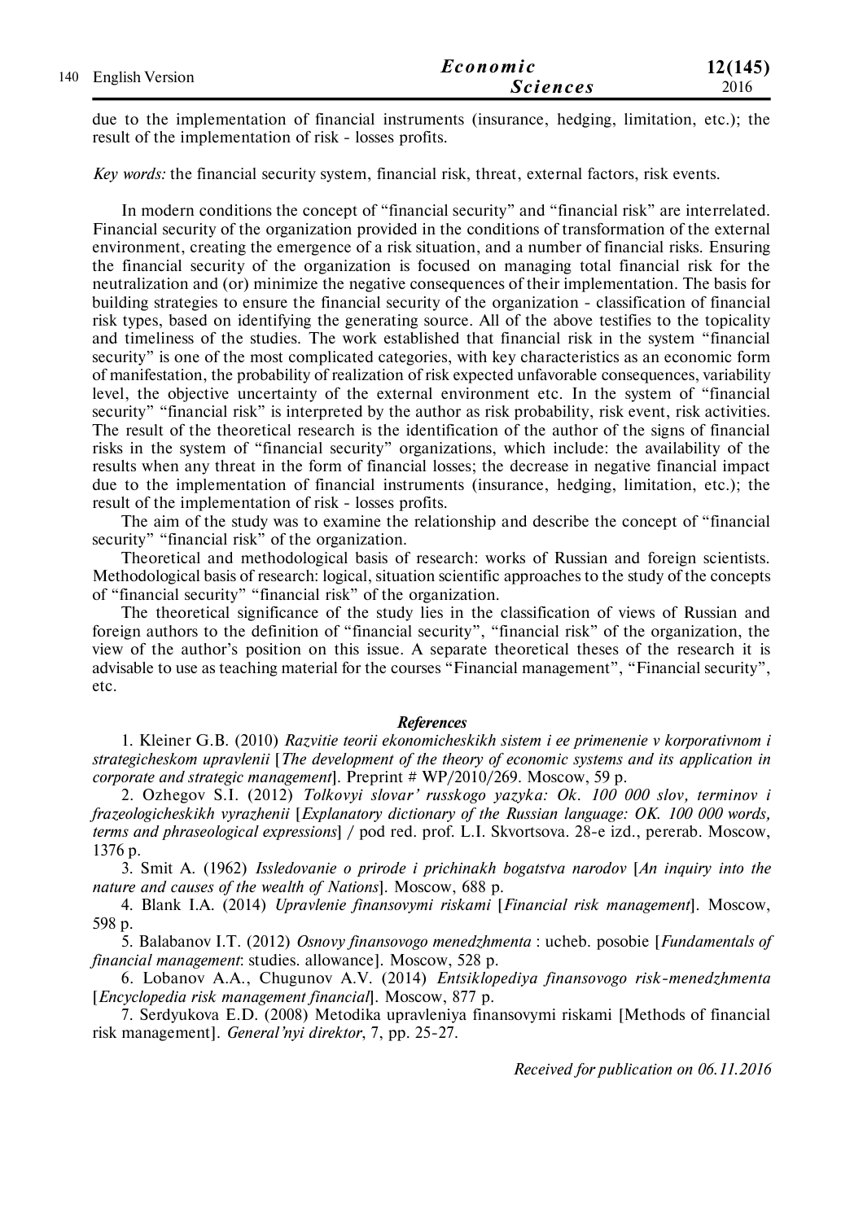due to the implementation of financial instruments (insurance, hedging, limitation, etc.); the result of the implementation of risk - losses profits.

*Key words:* the financial security system, financial risk, threat, external factors, risk events.

In modern conditions the concept of "financial security" and "financial risk" are interrelated. Financial security of the organization provided in the conditions of transformation of the external environment, creating the emergence of a risk situation, and a number of financial risks. Ensuring the financial security of the organization is focused on managing total financial risk for the neutralization and (or) minimize the negative consequences of their implementation. The basis for building strategies to ensure the financial security of the organization - classification of financial risk types, based on identifying the generating source. All of the above testifies to the topicality and timeliness of the studies. The work established that financial risk in the system "financial security" is one of the most complicated categories, with key characteristics as an economic form of manifestation, the probability of realization of risk expected unfavorable consequences, variability level, the objective uncertainty of the external environment etc. In the system of "financial security" "financial risk" is interpreted by the author as risk probability, risk event, risk activities. The result of the theoretical research is the identification of the author of the signs of financial risks in the system of "financial security" organizations, which include: the availability of the results when any threat in the form of financial losses; the decrease in negative financial impact due to the implementation of financial instruments (insurance, hedging, limitation, etc.); the result of the implementation of risk - losses profits.

The aim of the study was to examine the relationship and describe the concept of "financial security" "financial risk" of the organization.

Theoretical and methodological basis of research: works of Russian and foreign scientists. Methodological basis of research: logical, situation scientific approaches to the study of the concepts of "financial security" "financial risk" of the organization.

The theoretical significance of the study lies in the classification of views of Russian and foreign authors to the definition of "financial security", "financial risk" of the organization, the view of the author's position on this issue. A separate theoretical theses of the research it is advisable to use as teaching material for the courses "Financial management", "Financial security", etc.

### *References*

1. Kleiner G.B. (2010) *Razvitie teorii ekonomicheskikh sistem i ee primenenie v korporativnom i strategicheskom upravlenii* [*The development of the theory of economic systems and its application in corporate and strategic management*]. Preprint # WP/2010/269. Moscow, 59 p.

2. Ozhegov S.I. (2012) *Tolkovyi slovar' russkogo yazyka: Ok. 100 000 slov, terminov i frazeologicheskikh vyrazhenii* [*Explanatory dictionary of the Russian language: OK. 100 000 words, terms and phraseological expressions*] / pod red. prof. L.I. Skvortsova. 28-e izd., pererab. Moscow, 1376 p.

3. Smit A. (1962) *Issledovanie o prirode i prichinakh bogatstva narodov* [*An inquiry into the nature and causes of the wealth of Nations*]. Moscow, 688 p.

4. Blank I.A. (2014) *Upravlenie finansovymi riskami* [*Financial risk management*]. Moscow, 598 p.

5. Balabanov I.T. (2012) *Osnovy finansovogo menedzhmenta* : ucheb. posobie [*Fundamentals of financial management*: studies. allowance]. Moscow, 528 p.

6. Lobanov A.A., Chugunov A.V. (2014) *Entsiklopediya finansovogo risk-menedzhmenta* [*Encyclopedia risk management financial*]. Moscow, 877 p.

7. Serdyukova E.D. (2008) Metodika upravleniya finansovymi riskami [Methods of financial risk management]. *General'nyi direktor*, 7, pp. 25-27.

*Received for publication on 06.11.2016*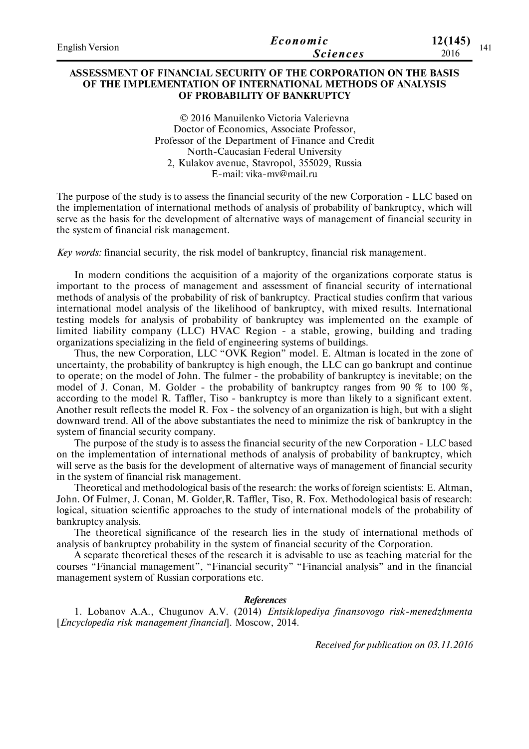## ASSESSMENT OF FINANCIAL SECURITY OF THE CORPORATION ON THE BASIS OF THE IMPLEMENTATION OF INTERNATIONAL METHODS OF ANALYSIS OF PROBABILITY OF BANKRUPTCY

© 2016 Manuilenko Victoria Valerievna
Doctor of Economics, Associate Professor,
Professor of the Department of Finance and Credit
North-Caucasian Federal University
2, Kulakov avenue, Stavropol, 355029, Russia
E-mail: vika-mv@mail.ru

The purpose of the study is to assess the financial security of the new Corporation - LLC based on the implementation of international methods of analysis of probability of bankruptcy, which will serve as the basis for the development of alternative ways of management of financial security in the system of financial risk management.

*Key words:* financial security, the risk model of bankruptcy, financial risk management.

In modern conditions the acquisition of a majority of the organizations corporate status is important to the process of management and assessment of financial security of international methods of analysis of the probability of risk of bankruptcy. Practical studies confirm that various international model analysis of the likelihood of bankruptcy, with mixed results. International testing models for analysis of probability of bankruptcy was implemented on the example of limited liability company (LLC) HVAC Region - a stable, growing, building and trading organizations specializing in the field of engineering systems of buildings.

Thus, the new Corporation, LLC "OVK Region" model. E. Altman is located in the zone of uncertainty, the probability of bankruptcy is high enough, the LLC can go bankrupt and continue to operate; on the model of John. The fulmer - the probability of bankruptcy is inevitable; on the model of J. Conan, M. Golder - the probability of bankruptcy ranges from 90 % to 100 %, according to the model R. Taffler, Tiso - bankruptcy is more than likely to a significant extent. Another result reflects the model R. Fox - the solvency of an organization is high, but with a slight downward trend. All of the above substantiates the need to minimize the risk of bankruptcy in the system of financial security company.

The purpose of the study is to assess the financial security of the new Corporation - LLC based on the implementation of international methods of analysis of probability of bankruptcy, which will serve as the basis for the development of alternative ways of management of financial security in the system of financial risk management.

Theoretical and methodological basis of the research: the works of foreign scientists: E. Altman, John. Of Fulmer, J. Conan, M. Golder,R. Taffler, Tiso, R. Fox. Methodological basis of research: logical, situation scientific approaches to the study of international models of the probability of bankruptcy analysis.

The theoretical significance of the research lies in the study of international methods of analysis of bankruptcy probability in the system of financial security of the Corporation.

A separate theoretical theses of the research it is advisable to use as teaching material for the courses "Financial management", "Financial security" "Financial analysis" and in the financial management system of Russian corporations etc.

### *References*

1. Lobanov A.A., Chugunov A.V. (2014) *Entsiklopediya finansovogo risk-menedzhmenta* [*Encyclopedia risk management financial*]. Moscow, 2014.

*Received for publication on 03.11.2016*